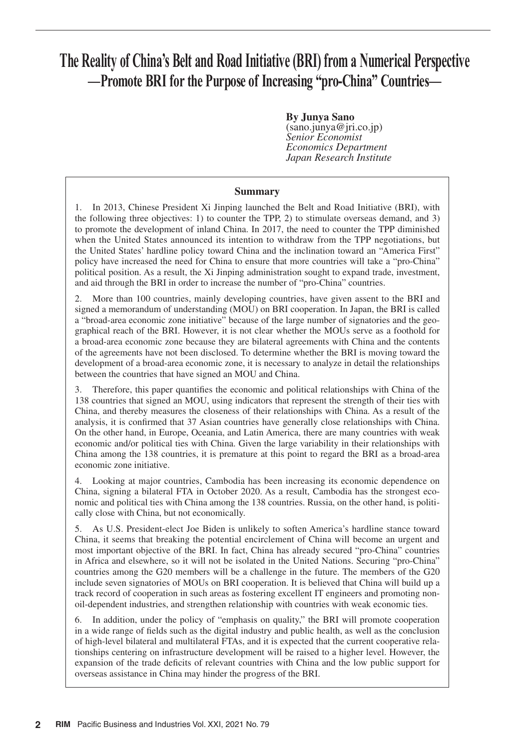# The Reality of China's Belt and Road Initiative (BRI) from a Numerical Perspective —Promote BRI for the Purpose of Increasing "pro-China" Countries—

**By Junya Sano**
(sano.junya@jri.co.jp)
*Senior Economist*
*Economics Department*
*Japan Research Institute*

## Summary

1. In 2013, Chinese President Xi Jinping launched the Belt and Road Initiative (BRI), with the following three objectives: 1) to counter the TPP, 2) to stimulate overseas demand, and 3) to promote the development of inland China. In 2017, the need to counter the TPP diminished when the United States announced its intention to withdraw from the TPP negotiations, but the United States' hardline policy toward China and the inclination toward an "America First" policy have increased the need for China to ensure that more countries will take a "pro-China" political position. As a result, the Xi Jinping administration sought to expand trade, investment, and aid through the BRI in order to increase the number of "pro-China" countries.

2. More than 100 countries, mainly developing countries, have given assent to the BRI and signed a memorandum of understanding (MOU) on BRI cooperation. In Japan, the BRI is called a "broad-area economic zone initiative" because of the large number of signatories and the geographical reach of the BRI. However, it is not clear whether the MOUs serve as a foothold for a broad-area economic zone because they are bilateral agreements with China and the contents of the agreements have not been disclosed. To determine whether the BRI is moving toward the development of a broad-area economic zone, it is necessary to analyze in detail the relationships between the countries that have signed an MOU and China.

3. Therefore, this paper quantifies the economic and political relationships with China of the 138 countries that signed an MOU, using indicators that represent the strength of their ties with China, and thereby measures the closeness of their relationships with China. As a result of the analysis, it is confirmed that 37 Asian countries have generally close relationships with China. On the other hand, in Europe, Oceania, and Latin America, there are many countries with weak economic and/or political ties with China. Given the large variability in their relationships with China among the 138 countries, it is premature at this point to regard the BRI as a broad-area economic zone initiative.

4. Looking at major countries, Cambodia has been increasing its economic dependence on China, signing a bilateral FTA in October 2020. As a result, Cambodia has the strongest economic and political ties with China among the 138 countries. Russia, on the other hand, is politically close with China, but not economically.

5. As U.S. President-elect Joe Biden is unlikely to soften America's hardline stance toward China, it seems that breaking the potential encirclement of China will become an urgent and most important objective of the BRI. In fact, China has already secured "pro-China" countries in Africa and elsewhere, so it will not be isolated in the United Nations. Securing "pro-China" countries among the G20 members will be a challenge in the future. The members of the G20 include seven signatories of MOUs on BRI cooperation. It is believed that China will build up a track record of cooperation in such areas as fostering excellent IT engineers and promoting non-oil-dependent industries, and strengthen relationship with countries with weak economic ties.

6. In addition, under the policy of "emphasis on quality," the BRI will promote cooperation in a wide range of fields such as the digital industry and public health, as well as the conclusion of high-level bilateral and multilateral FTAs, and it is expected that the current cooperative relationships centering on infrastructure development will be raised to a higher level. However, the expansion of the trade deficits of relevant countries with China and the low public support for overseas assistance in China may hinder the progress of the BRI.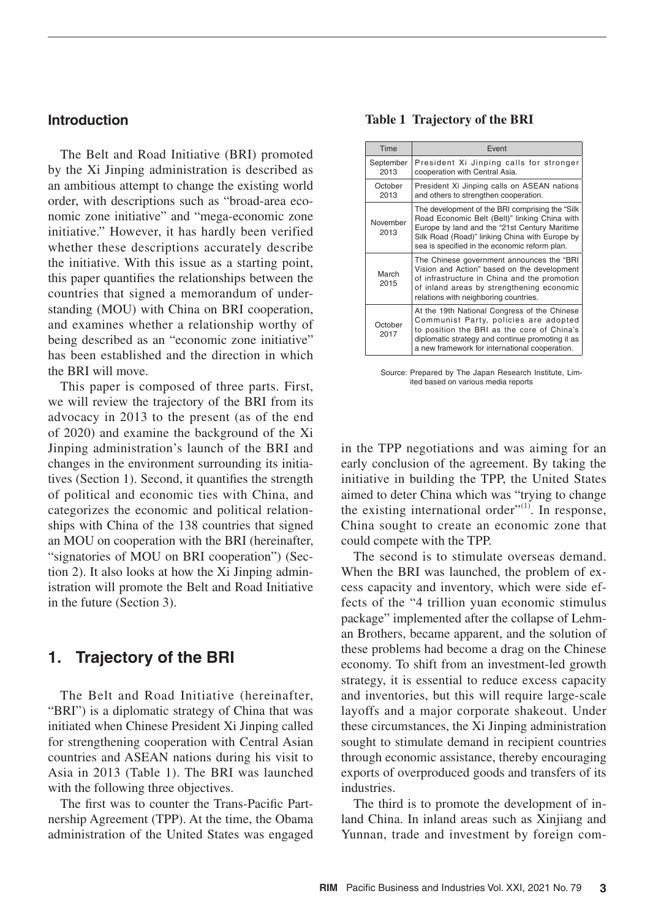## Introduction

The Belt and Road Initiative (BRI) promoted by the Xi Jinping administration is described as an ambitious attempt to change the existing world order, with descriptions such as "broad-area economic zone initiative" and "mega-economic zone initiative." However, it has hardly been verified whether these descriptions accurately describe the initiative. With this issue as a starting point, this paper quantifies the relationships between the countries that signed a memorandum of understanding (MOU) with China on BRI cooperation, and examines whether a relationship worthy of being described as an "economic zone initiative" has been established and the direction in which the BRI will move.

This paper is composed of three parts. First, we will review the trajectory of the BRI from its advocacy in 2013 to the present (as of the end of 2020) and examine the background of the Xi Jinping administration's launch of the BRI and changes in the environment surrounding its initiatives (Section 1). Second, it quantifies the strength of political and economic ties with China, and categorizes the economic and political relationships with China of the 138 countries that signed an MOU on cooperation with the BRI (hereinafter, "signatories of MOU on BRI cooperation") (Section 2). It also looks at how the Xi Jinping administration will promote the Belt and Road Initiative in the future (Section 3).

## 1. Trajectory of the BRI

The Belt and Road Initiative (hereinafter, "BRI") is a diplomatic strategy of China that was initiated when Chinese President Xi Jinping called for strengthening cooperation with Central Asian countries and ASEAN nations during his visit to Asia in 2013 (Table 1). The BRI was launched with the following three objectives.

**Table 1 Trajectory of the BRI**

| Time | Event |
|---|---|
| September 2013 | President Xi Jinping calls for stronger cooperation with Central Asia. |
| October 2013 | President Xi Jinping calls on ASEAN nations and others to strengthen cooperation. |
| November 2013 | The development of the BRI comprising the "Silk Road Economic Belt (Belt)" linking China with Europe by land and the "21st Century Maritime Silk Road (Road)" linking China with Europe by sea is specified in the economic reform plan. |
| March 2015 | The Chinese government announces the "BRI Vision and Action" based on the development of infrastructure in China and the promotion of inland areas by strengthening economic relations with neighboring countries. |
| October 2017 | At the 19th National Congress of the Chinese Communist Party, policies are adopted to position the BRI as the core of China's diplomatic strategy and continue promoting it as a new framework for international cooperation. |

Source: Prepared by The Japan Research Institute, Limited based on various media reports

The first was to counter the Trans-Pacific Partnership Agreement (TPP). At the time, the Obama administration of the United States was engaged in the TPP negotiations and was aiming for an early conclusion of the agreement. By taking the initiative in building the TPP, the United States aimed to deter China which was "trying to change the existing international order"[(1)]. In response, China sought to create an economic zone that could compete with the TPP.

The second is to stimulate overseas demand. When the BRI was launched, the problem of excess capacity and inventory, which were side effects of the "4 trillion yuan economic stimulus package" implemented after the collapse of Lehman Brothers, became apparent, and the solution of these problems had become a drag on the Chinese economy. To shift from an investment-led growth strategy, it is essential to reduce excess capacity and inventories, but this will require large-scale layoffs and a major corporate shakeout. Under these circumstances, the Xi Jinping administration sought to stimulate demand in recipient countries through economic assistance, thereby encouraging exports of overproduced goods and transfers of its industries.

The third is to promote the development of inland China. In inland areas such as Xinjiang and Yunnan, trade and investment by foreign com-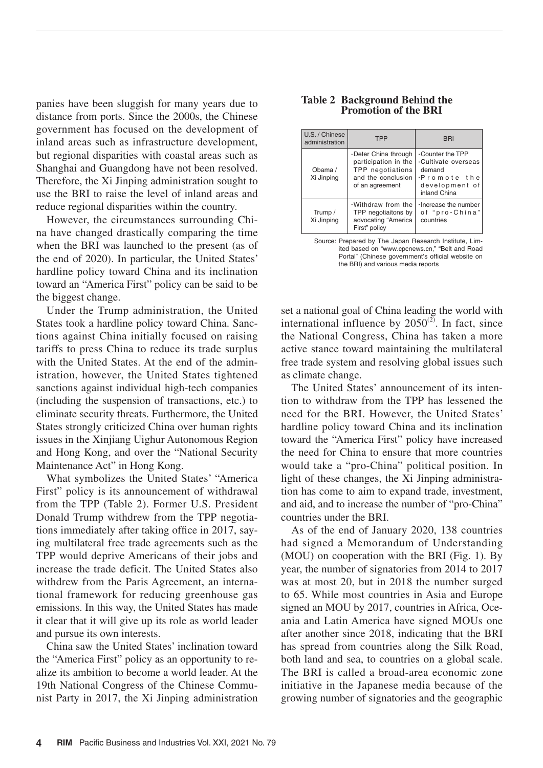panies have been sluggish for many years due to distance from ports. Since the 2000s, the Chinese government has focused on the development of inland areas such as infrastructure development, but regional disparities with coastal areas such as Shanghai and Guangdong have not been resolved. Therefore, the Xi Jinping administration sought to use the BRI to raise the level of inland areas and reduce regional disparities within the country.

However, the circumstances surrounding China have changed drastically comparing the time when the BRI was launched to the present (as of the end of 2020). In particular, the United States' hardline policy toward China and its inclination toward an "America First" policy can be said to be the biggest change.

Under the Trump administration, the United States took a hardline policy toward China. Sanctions against China initially focused on raising tariffs to press China to reduce its trade surplus with the United States. At the end of the administration, however, the United States tightened sanctions against individual high-tech companies (including the suspension of transactions, etc.) to eliminate security threats. Furthermore, the United States strongly criticized China over human rights issues in the Xinjiang Uighur Autonomous Region and Hong Kong, and over the "National Security Maintenance Act" in Hong Kong.

What symbolizes the United States' "America First" policy is its announcement of withdrawal from the TPP (Table 2). Former U.S. President Donald Trump withdrew from the TPP negotiations immediately after taking office in 2017, saying multilateral free trade agreements such as the TPP would deprive Americans of their jobs and increase the trade deficit. The United States also withdrew from the Paris Agreement, an international framework for reducing greenhouse gas emissions. In this way, the United States has made it clear that it will give up its role as world leader and pursue its own interests.

China saw the United States' inclination toward the "America First" policy as an opportunity to realize its ambition to become a world leader. At the 19th National Congress of the Chinese Communist Party in 2017, the Xi Jinping administration set a national goal of China leading the world with international influence by 2050[2]. In fact, since the National Congress, China has taken a more active stance toward maintaining the multilateral free trade system and resolving global issues such as climate change.

**Table 2 Background Behind the Promotion of the BRI**

| U.S. / Chinese administration | TPP | BRI |
|---|---|---|
| Obama / Xi Jinping | ·Deter China through participation in the TPP negotiations and the conclusion of an agreement | ·Counter the TPP<br>·Cultivate overseas demand<br>·Promote the development of inland China |
| Trump / Xi Jinping | ·Withdraw from the TPP negotiaitons by advocating "America First" policy | ·Increase the number of "pro-China" countries |

Source: Prepared by The Japan Research Institute, Limited based on "www.cpcnews.cn," "Belt and Road Portal" (Chinese government's official website on the BRI) and various media reports

The United States' announcement of its intention to withdraw from the TPP has lessened the need for the BRI. However, the United States' hardline policy toward China and its inclination toward the "America First" policy have increased the need for China to ensure that more countries would take a "pro-China" political position. In light of these changes, the Xi Jinping administration has come to aim to expand trade, investment, and aid, and to increase the number of "pro-China" countries under the BRI.

As of the end of January 2020, 138 countries had signed a Memorandum of Understanding (MOU) on cooperation with the BRI (Fig. 1). By year, the number of signatories from 2014 to 2017 was at most 20, but in 2018 the number surged to 65. While most countries in Asia and Europe signed an MOU by 2017, countries in Africa, Oceania and Latin America have signed MOUs one after another since 2018, indicating that the BRI has spread from countries along the Silk Road, both land and sea, to countries on a global scale. The BRI is called a broad-area economic zone initiative in the Japanese media because of the growing number of signatories and the geographic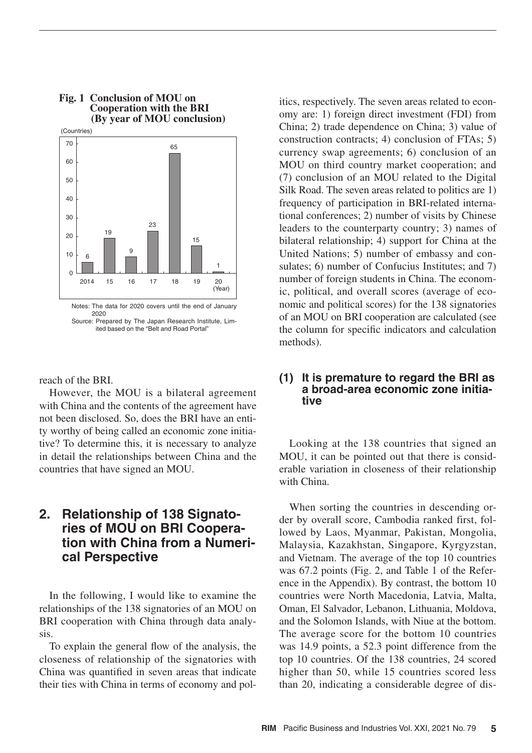**Fig. 1 Conclusion of MOU on Cooperation with the BRI (By year of MOU conclusion)**

| Year | Countries |
|---|---|
| 2014 | 6 |
| 15 | 19 |
| 16 | 9 |
| 17 | 23 |
| 18 | 65 |
| 19 | 15 |
| 20 | 1 |

Notes: The data for 2020 covers until the end of January 2020

Source: Prepared by The Japan Research Institute, Limited based on the "Belt and Road Portal"

reach of the BRI.

However, the MOU is a bilateral agreement with China and the contents of the agreement have not been disclosed. So, does the BRI have an entity worthy of being called an economic zone initiative? To determine this, it is necessary to analyze in detail the relationships between China and the countries that have signed an MOU.

## 2. Relationship of 138 Signatories of MOU on BRI Cooperation with China from a Numerical Perspective

In the following, I would like to examine the relationships of the 138 signatories of an MOU on BRI cooperation with China through data analysis.

To explain the general flow of the analysis, the closeness of relationship of the signatories with China was quantified in seven areas that indicate their ties with China in terms of economy and politics, respectively. The seven areas related to economy are: 1) foreign direct investment (FDI) from China; 2) trade dependence on China; 3) value of construction contracts; 4) conclusion of FTAs; 5) currency swap agreements; 6) conclusion of an MOU on third country market cooperation; and (7) conclusion of an MOU related to the Digital Silk Road. The seven areas related to politics are 1) frequency of participation in BRI-related international conferences; 2) number of visits by Chinese leaders to the counterparty country; 3) names of bilateral relationship; 4) support for China at the United Nations; 5) number of embassy and consulates; 6) number of Confucius Institutes; and 7) number of foreign students in China. The economic, political, and overall scores (average of economic and political scores) for the 138 signatories of an MOU on BRI cooperation are calculated (see the column for specific indicators and calculation methods).

### (1) It is premature to regard the BRI as a broad-area economic zone initiative

Looking at the 138 countries that signed an MOU, it can be pointed out that there is considerable variation in closeness of their relationship with China.

When sorting the countries in descending order by overall score, Cambodia ranked first, followed by Laos, Myanmar, Pakistan, Mongolia, Malaysia, Kazakhstan, Singapore, Kyrgyzstan, and Vietnam. The average of the top 10 countries was 67.2 points (Fig. 2, and Table 1 of the Reference in the Appendix). By contrast, the bottom 10 countries were North Macedonia, Latvia, Malta, Oman, El Salvador, Lebanon, Lithuania, Moldova, and the Solomon Islands, with Niue at the bottom. The average score for the bottom 10 countries was 14.9 points, a 52.3 point difference from the top 10 countries. Of the 138 countries, 24 scored higher than 50, while 15 countries scored less than 20, indicating a considerable degree of dis-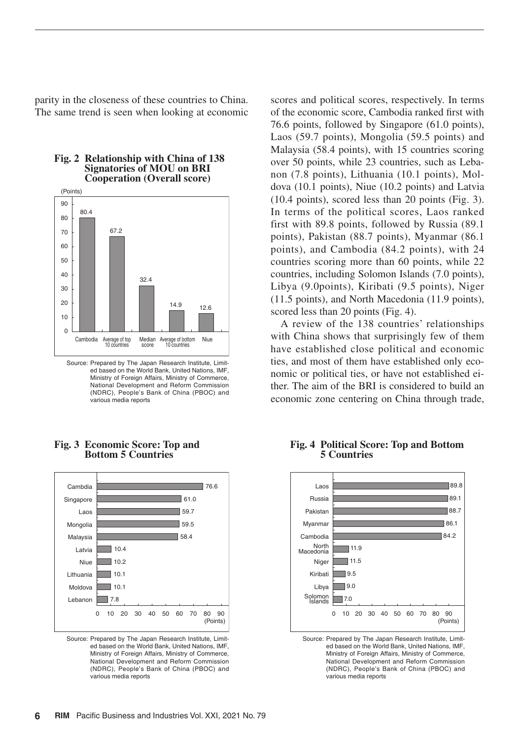parity in the closeness of these countries to China. The same trend is seen when looking at economic scores and political scores, respectively. In terms of the economic score, Cambodia ranked first with 76.6 points, followed by Singapore (61.0 points), Laos (59.7 points), Mongolia (59.5 points) and Malaysia (58.4 points), with 15 countries scoring over 50 points, while 23 countries, such as Lebanon (7.8 points), Lithuania (10.1 points), Moldova (10.1 points), Niue (10.2 points) and Latvia (10.4 points), scored less than 20 points (Fig. 3). In terms of the political scores, Laos ranked first with 89.8 points, followed by Russia (89.1 points), Pakistan (88.7 points), Myanmar (86.1 points), and Cambodia (84.2 points), with 24 countries scoring more than 60 points, while 22 countries, including Solomon Islands (7.0 points), Libya (9.0points), Kiribati (9.5 points), Niger (11.5 points), and North Macedonia (11.9 points), scored less than 20 points (Fig. 4).

A review of the 138 countries' relationships with China shows that surprisingly few of them have established close political and economic ties, and most of them have established only economic or political ties, or have not established either. The aim of the BRI is considered to build an economic zone centering on China through trade,

**Fig. 2 Relationship with China of 138 Signatories of MOU on BRI Cooperation (Overall score)**

| | Points |
|---|---|
| Cambodia | 80.4 |
| Average of top 10 countries | 67.2 |
| Median score | 32.4 |
| Average of bottom 10 countries | 14.9 |
| Niue | 12.6 |

Source: Prepared by The Japan Research Institute, Limited based on the World Bank, United Nations, IMF, Ministry of Foreign Affairs, Ministry of Commerce, National Development and Reform Commission (NDRC), People's Bank of China (PBOC) and various media reports

**Fig. 3 Economic Score: Top and Bottom 5 Countries**

| | Points |
|---|---|
| Cambdia | 76.6 |
| Singapore | 61.0 |
| Laos | 59.7 |
| Mongolia | 59.5 |
| Malaysia | 58.4 |
| Latvia | 10.4 |
| Niue | 10.2 |
| Lithuania | 10.1 |
| Moldova | 10.1 |
| Lebanon | 7.8 |

Source: Prepared by The Japan Research Institute, Limited based on the World Bank, United Nations, IMF, Ministry of Foreign Affairs, Ministry of Commerce, National Development and Reform Commission (NDRC), People's Bank of China (PBOC) and various media reports

**Fig. 4 Political Score: Top and Bottom 5 Countries**

| | Points |
|---|---|
| Laos | 89.8 |
| Russia | 89.1 |
| Pakistan | 88.7 |
| Myanmar | 86.1 |
| Cambodia | 84.2 |
| North Macedonia | 11.9 |
| Niger | 11.5 |
| Kiribati | 9.5 |
| Libya | 9.0 |
| Solomon Islands | 7.0 |

Source: Prepared by The Japan Research Institute, Limited based on the World Bank, United Nations, IMF, Ministry of Foreign Affairs, Ministry of Commerce, National Development and Reform Commission (NDRC), People's Bank of China (PBOC) and various media reports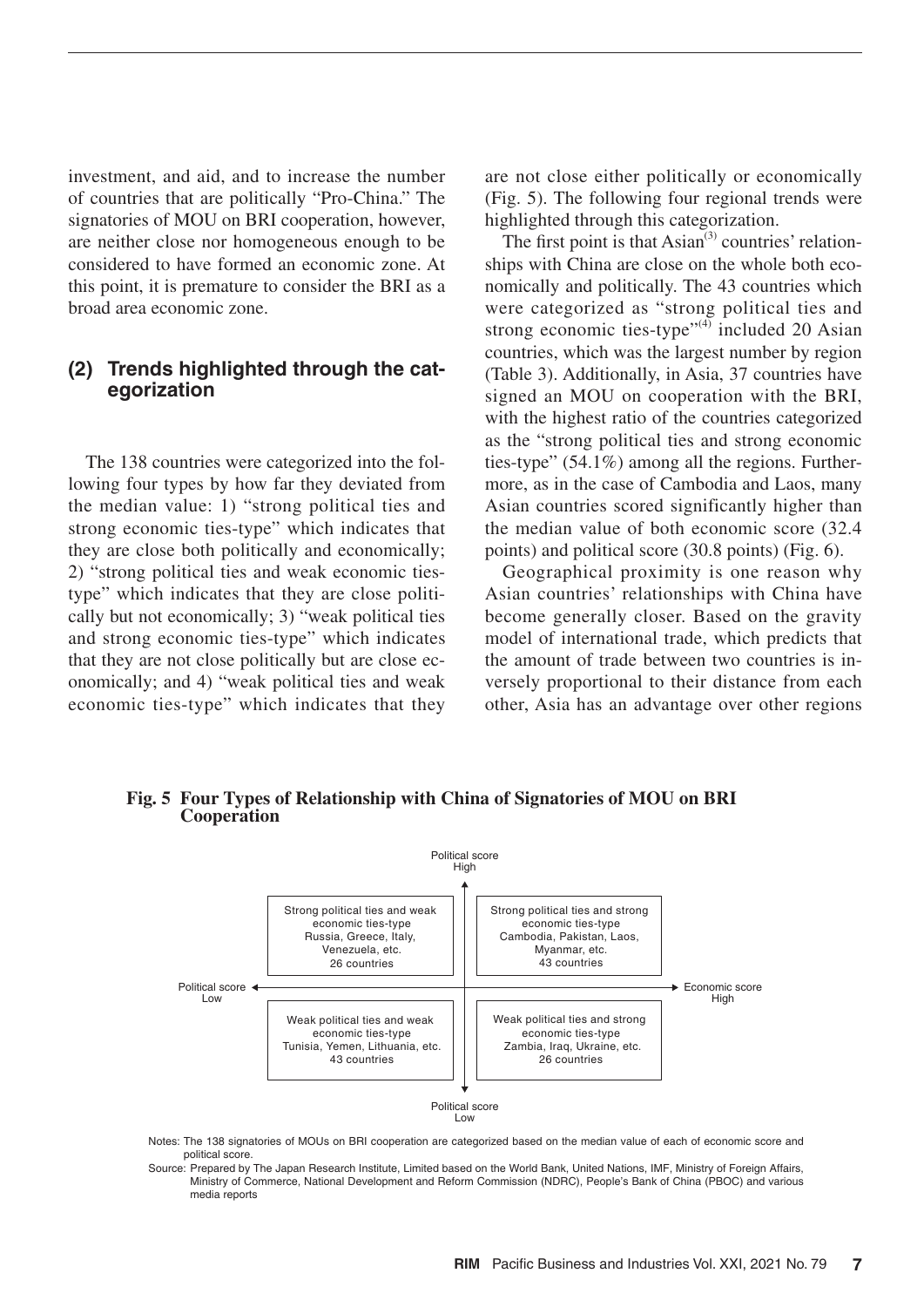investment, and aid, and to increase the number of countries that are politically "Pro-China." The signatories of MOU on BRI cooperation, however, are neither close nor homogeneous enough to be considered to have formed an economic zone. At this point, it is premature to consider the BRI as a broad area economic zone.

## (2) Trends highlighted through the categorization

The 138 countries were categorized into the following four types by how far they deviated from the median value: 1) "strong political ties and strong economic ties-type" which indicates that they are close both politically and economically; 2) "strong political ties and weak economic ties-type" which indicates that they are close politically but not economically; 3) "weak political ties and strong economic ties-type" which indicates that they are not close politically but are close economically; and 4) "weak political ties and weak economic ties-type" which indicates that they are not close either politically or economically (Fig. 5). The following four regional trends were highlighted through this categorization.

The first point is that Asian[3] countries' relationships with China are close on the whole both economically and politically. The 43 countries which were categorized as "strong political ties and strong economic ties-type"[4] included 20 Asian countries, which was the largest number by region (Table 3). Additionally, in Asia, 37 countries have signed an MOU on cooperation with the BRI, with the highest ratio of the countries categorized as the "strong political ties and strong economic ties-type" (54.1%) among all the regions. Furthermore, as in the case of Cambodia and Laos, many Asian countries scored significantly higher than the median value of both economic score (32.4 points) and political score (30.8 points) (Fig. 6).

Geographical proximity is one reason why Asian countries' relationships with China have become generally closer. Based on the gravity model of international trade, which predicts that the amount of trade between two countries is inversely proportional to their distance from each other, Asia has an advantage over other regions

**Fig. 5 Four Types of Relationship with China of Signatories of MOU on BRI Cooperation**

| | Political score Low ← → Economic score High | |
|---|---|---|
| Political score High ↑ | Strong political ties and weak economic ties-type<br>Russia, Greece, Italy, Venezuela, etc.<br>26 countries | Strong political ties and strong economic ties-type<br>Cambodia, Pakistan, Laos, Myanmar, etc.<br>43 countries |
| Political score Low ↓ | Weak political ties and weak economic ties-type<br>Tunisia, Yemen, Lithuania, etc.<br>43 countries | Weak political ties and strong economic ties-type<br>Zambia, Iraq, Ukraine, etc.<br>26 countries |

Notes: The 138 signatories of MOUs on BRI cooperation are categorized based on the median value of each of economic score and political score.

Source: Prepared by The Japan Research Institute, Limited based on the World Bank, United Nations, IMF, Ministry of Foreign Affairs, Ministry of Commerce, National Development and Reform Commission (NDRC), People's Bank of China (PBOC) and various media reports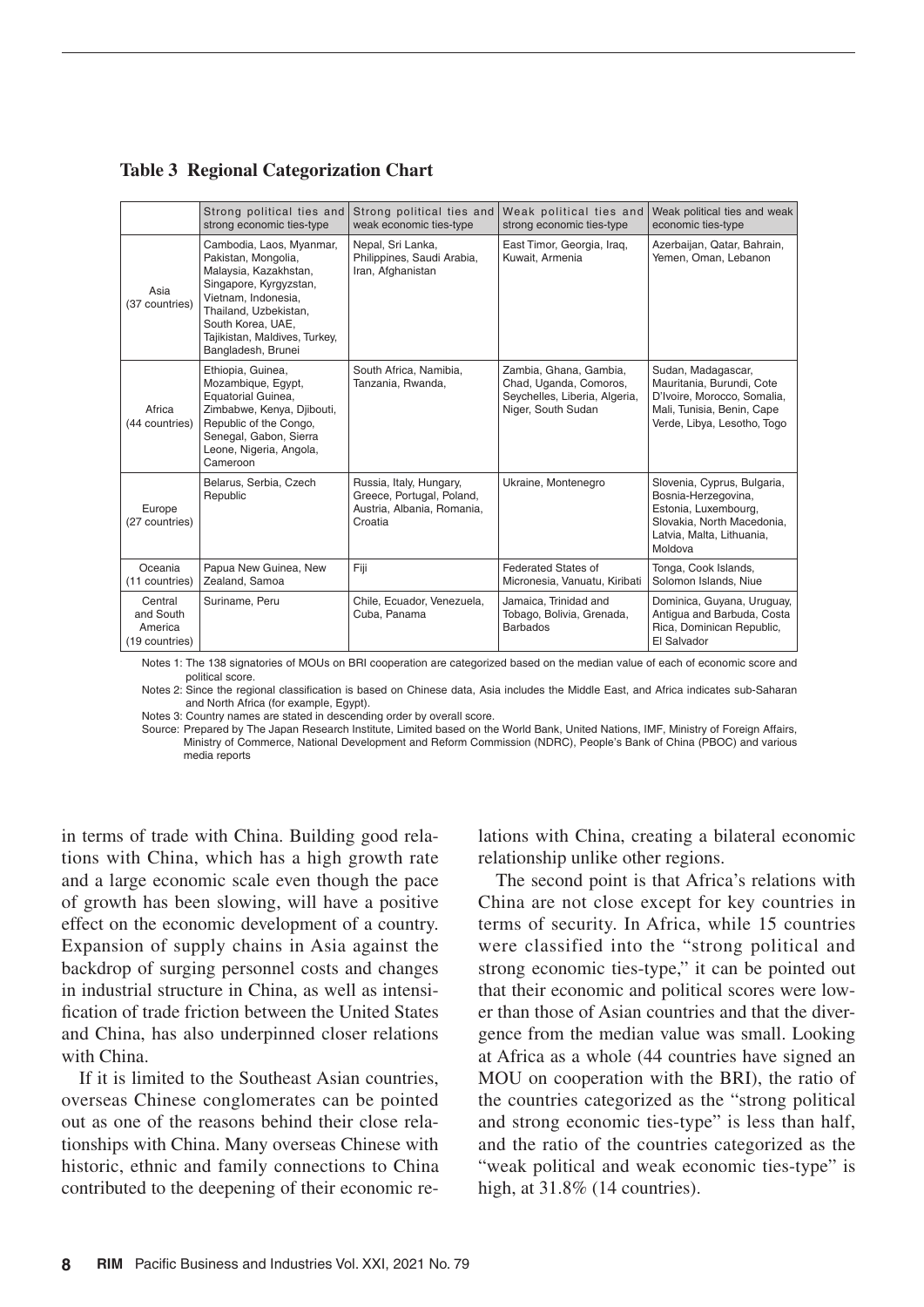**Table 3 Regional Categorization Chart**

| | Strong political ties and strong economic ties-type | Strong political ties and weak economic ties-type | Weak political ties and strong economic ties-type | Weak political ties and weak economic ties-type |
|---|---|---|---|---|
| Asia (37 countries) | Cambodia, Laos, Myanmar, Pakistan, Mongolia, Malaysia, Kazakhstan, Singapore, Kyrgyzstan, Vietnam, Indonesia, Thailand, Uzbekistan, South Korea, UAE, Tajikistan, Maldives, Turkey, Bangladesh, Brunei | Nepal, Sri Lanka, Philippines, Saudi Arabia, Iran, Afghanistan | East Timor, Georgia, Iraq, Kuwait, Armenia | Azerbaijan, Qatar, Bahrain, Yemen, Oman, Lebanon |
| Africa (44 countries) | Ethiopia, Guinea, Mozambique, Egypt, Equatorial Guinea, Zimbabwe, Kenya, Djibouti, Republic of the Congo, Senegal, Gabon, Sierra Leone, Nigeria, Angola, Cameroon | South Africa, Namibia, Tanzania, Rwanda, | Zambia, Ghana, Gambia, Chad, Uganda, Comoros, Seychelles, Liberia, Algeria, Niger, South Sudan | Sudan, Madagascar, Mauritania, Burundi, Cote D'Ivoire, Morocco, Somalia, Mali, Tunisia, Benin, Cape Verde, Libya, Lesotho, Togo |
| Europe (27 countries) | Belarus, Serbia, Czech Republic | Russia, Italy, Hungary, Greece, Portugal, Poland, Austria, Albania, Romania, Croatia | Ukraine, Montenegro | Slovenia, Cyprus, Bulgaria, Bosnia-Herzegovina, Estonia, Luxembourg, Slovakia, North Macedonia, Latvia, Malta, Lithuania, Moldova |
| Oceania (11 countries) | Papua New Guinea, New Zealand, Samoa | Fiji | Federated States of Micronesia, Vanuatu, Kiribati | Tonga, Cook Islands, Solomon Islands, Niue |
| Central and South America (19 countries) | Suriname, Peru | Chile, Ecuador, Venezuela, Cuba, Panama | Jamaica, Trinidad and Tobago, Bolivia, Grenada, Barbados | Dominica, Guyana, Uruguay, Antigua and Barbuda, Costa Rica, Dominican Republic, El Salvador |

Notes 1: The 138 signatories of MOUs on BRI cooperation are categorized based on the median value of each of economic score and political score.

Notes 2: Since the regional classification is based on Chinese data, Asia includes the Middle East, and Africa indicates sub-Saharan and North Africa (for example, Egypt).

Notes 3: Country names are stated in descending order by overall score.

Source: Prepared by The Japan Research Institute, Limited based on the World Bank, United Nations, IMF, Ministry of Foreign Affairs, Ministry of Commerce, National Development and Reform Commission (NDRC), People's Bank of China (PBOC) and various media reports

in terms of trade with China. Building good relations with China, which has a high growth rate and a large economic scale even though the pace of growth has been slowing, will have a positive effect on the economic development of a country. Expansion of supply chains in Asia against the backdrop of surging personnel costs and changes in industrial structure in China, as well as intensification of trade friction between the United States and China, has also underpinned closer relations with China.

If it is limited to the Southeast Asian countries, overseas Chinese conglomerates can be pointed out as one of the reasons behind their close relationships with China. Many overseas Chinese with historic, ethnic and family connections to China contributed to the deepening of their economic relations with China, creating a bilateral economic relationship unlike other regions.

The second point is that Africa's relations with China are not close except for key countries in terms of security. In Africa, while 15 countries were classified into the "strong political and strong economic ties-type," it can be pointed out that their economic and political scores were lower than those of Asian countries and that the divergence from the median value was small. Looking at Africa as a whole (44 countries have signed an MOU on cooperation with the BRI), the ratio of the countries categorized as the "strong political and strong economic ties-type" is less than half, and the ratio of the countries categorized as the "weak political and weak economic ties-type" is high, at 31.8% (14 countries).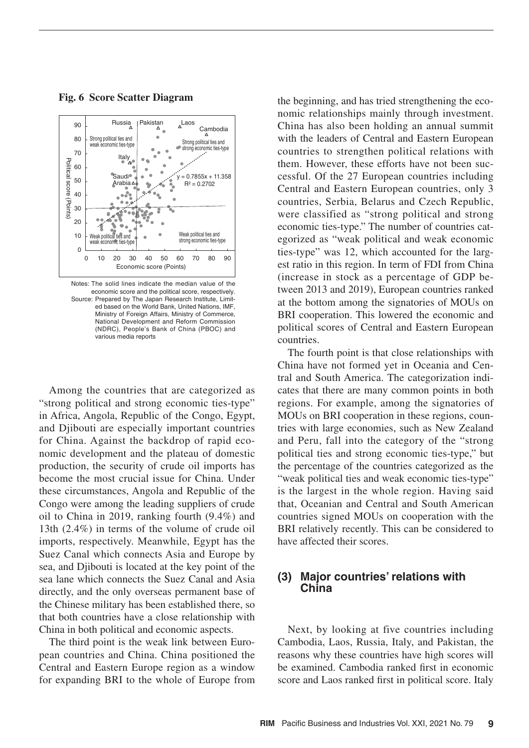**Fig. 6 Score Scatter Diagram**

Notes: The solid lines indicate the median value of the economic score and the political score, respectively.
Source: Prepared by The Japan Research Institute, Limited based on the World Bank, United Nations, IMF, Ministry of Foreign Affairs, Ministry of Commerce, National Development and Reform Commission (NDRC), People's Bank of China (PBOC) and various media reports

Among the countries that are categorized as "strong political and strong economic ties-type" in Africa, Angola, Republic of the Congo, Egypt, and Djibouti are especially important countries for China. Against the backdrop of rapid economic development and the plateau of domestic production, the security of crude oil imports has become the most crucial issue for China. Under these circumstances, Angola and Republic of the Congo were among the leading suppliers of crude oil to China in 2019, ranking fourth (9.4%) and 13th (2.4%) in terms of the volume of crude oil imports, respectively. Meanwhile, Egypt has the Suez Canal which connects Asia and Europe by sea, and Djibouti is located at the key point of the sea lane which connects the Suez Canal and Asia directly, and the only overseas permanent base of the Chinese military has been established there, so that both countries have a close relationship with China in both political and economic aspects.

The third point is the weak link between European countries and China. China positioned the Central and Eastern Europe region as a window for expanding BRI to the whole of Europe from the beginning, and has tried strengthening the economic relationships mainly through investment. China has also been holding an annual summit with the leaders of Central and Eastern European countries to strengthen political relations with them. However, these efforts have not been successful. Of the 27 European countries including Central and Eastern European countries, only 3 countries, Serbia, Belarus and Czech Republic, were classified as "strong political and strong economic ties-type." The number of countries categorized as "weak political and weak economic ties-type" was 12, which accounted for the largest ratio in this region. In term of FDI from China (increase in stock as a percentage of GDP between 2013 and 2019), European countries ranked at the bottom among the signatories of MOUs on BRI cooperation. This lowered the economic and political scores of Central and Eastern European countries.

The fourth point is that close relationships with China have not formed yet in Oceania and Central and South America. The categorization indicates that there are many common points in both regions. For example, among the signatories of MOUs on BRI cooperation in these regions, countries with large economies, such as New Zealand and Peru, fall into the category of the "strong political ties and strong economic ties-type," but the percentage of the countries categorized as the "weak political ties and weak economic ties-type" is the largest in the whole region. Having said that, Oceanian and Central and South American countries signed MOUs on cooperation with the BRI relatively recently. This can be considered to have affected their scores.

## (3) Major countries' relations with China

Next, by looking at five countries including Cambodia, Laos, Russia, Italy, and Pakistan, the reasons why these countries have high scores will be examined. Cambodia ranked first in economic score and Laos ranked first in political score. Italy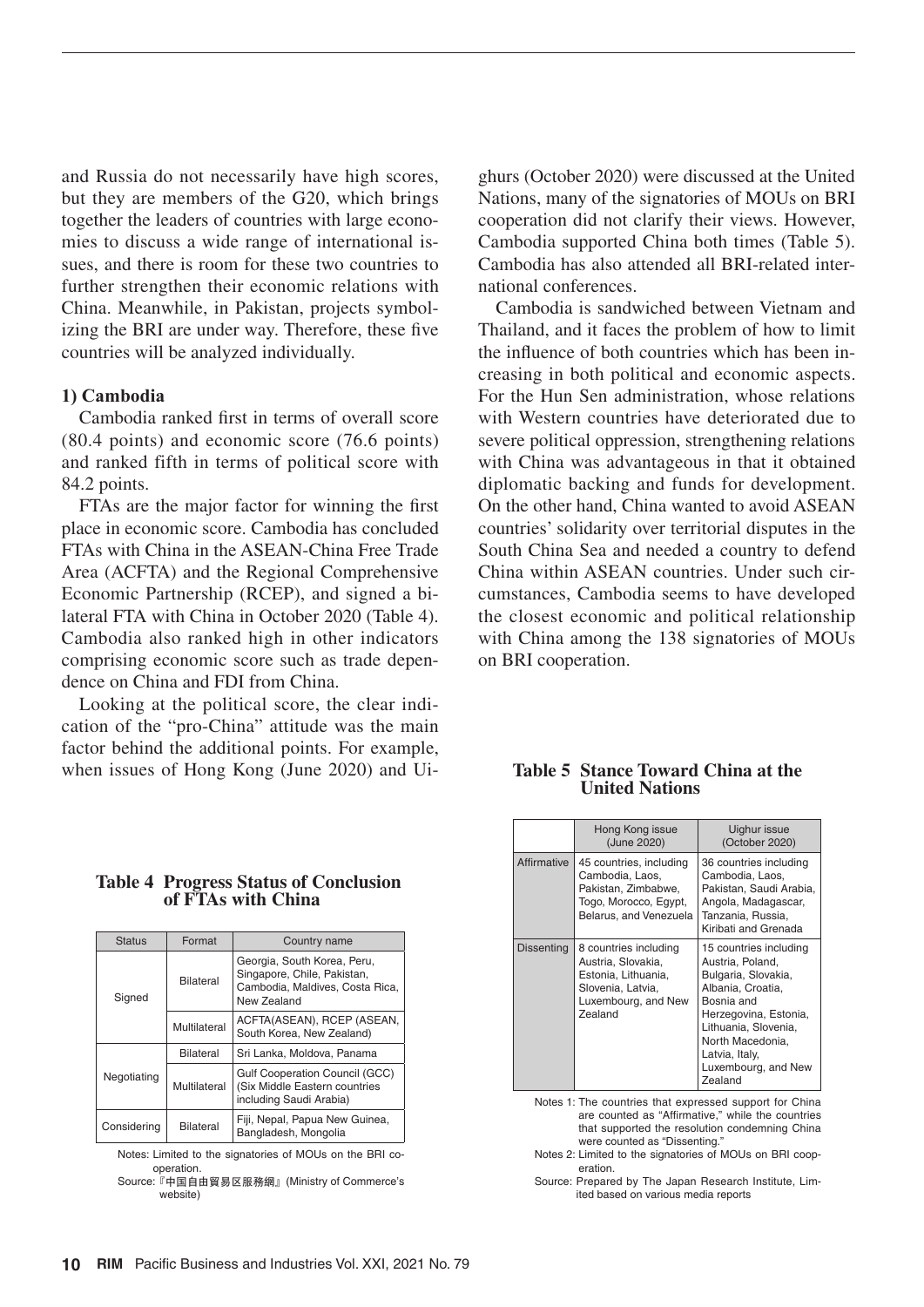and Russia do not necessarily have high scores, but they are members of the G20, which brings together the leaders of countries with large economies to discuss a wide range of international issues, and there is room for these two countries to further strengthen their economic relations with China. Meanwhile, in Pakistan, projects symbolizing the BRI are under way. Therefore, these five countries will be analyzed individually.

### 1) Cambodia

Cambodia ranked first in terms of overall score (80.4 points) and economic score (76.6 points) and ranked fifth in terms of political score with 84.2 points.

FTAs are the major factor for winning the first place in economic score. Cambodia has concluded FTAs with China in the ASEAN-China Free Trade Area (ACFTA) and the Regional Comprehensive Economic Partnership (RCEP), and signed a bilateral FTA with China in October 2020 (Table 4). Cambodia also ranked high in other indicators comprising economic score such as trade dependence on China and FDI from China.

Looking at the political score, the clear indication of the "pro-China" attitude was the main factor behind the additional points. For example, when issues of Hong Kong (June 2020) and Uighurs (October 2020) were discussed at the United Nations, many of the signatories of MOUs on BRI cooperation did not clarify their views. However, Cambodia supported China both times (Table 5). Cambodia has also attended all BRI-related international conferences.

Cambodia is sandwiched between Vietnam and Thailand, and it faces the problem of how to limit the influence of both countries which has been increasing in both political and economic aspects. For the Hun Sen administration, whose relations with Western countries have deteriorated due to severe political oppression, strengthening relations with China was advantageous in that it obtained diplomatic backing and funds for development. On the other hand, China wanted to avoid ASEAN countries' solidarity over territorial disputes in the South China Sea and needed a country to defend China within ASEAN countries. Under such circumstances, Cambodia seems to have developed the closest economic and political relationship with China among the 138 signatories of MOUs on BRI cooperation.

**Table 4 Progress Status of Conclusion of FTAs with China**

| Status | Format | Country name |
|---|---|---|
| Signed | Bilateral | Georgia, South Korea, Peru, Singapore, Chile, Pakistan, Cambodia, Maldives, Costa Rica, New Zealand |
| | Multilateral | ACFTA(ASEAN), RCEP (ASEAN, South Korea, New Zealand) |
| Negotiating | Bilateral | Sri Lanka, Moldova, Panama |
| | Multilateral | Gulf Cooperation Council (GCC) (Six Middle Eastern countries including Saudi Arabia) |
| Considering | Bilateral | Fiji, Nepal, Papua New Guinea, Bangladesh, Mongolia |

Notes: Limited to the signatories of MOUs on the BRI cooperation.
Source:『中国自由貿易区服務網』(Ministry of Commerce's website)

**Table 5 Stance Toward China at the United Nations**

| | Hong Kong issue (June 2020) | Uighur issue (October 2020) |
|---|---|---|
| Affirmative | 45 countries, including Cambodia, Laos, Pakistan, Zimbabwe, Togo, Morocco, Egypt, Belarus, and Venezuela | 36 countries including Cambodia, Laos, Pakistan, Saudi Arabia, Angola, Madagascar, Tanzania, Russia, Kiribati and Grenada |
| Dissenting | 8 countries including Austria, Slovakia, Estonia, Lithuania, Slovenia, Latvia, Luxembourg, and New Zealand | 15 countries including Austria, Poland, Bulgaria, Slovakia, Albania, Croatia, Bosnia and Herzegovina, Estonia, Lithuania, Slovenia, North Macedonia, Latvia, Italy, Luxembourg, and New Zealand |

Notes 1: The countries that expressed support for China are counted as "Affirmative," while the countries that supported the resolution condemning China were counted as "Dissenting."
Notes 2: Limited to the signatories of MOUs on BRI cooperation.
Source: Prepared by The Japan Research Institute, Limited based on various media reports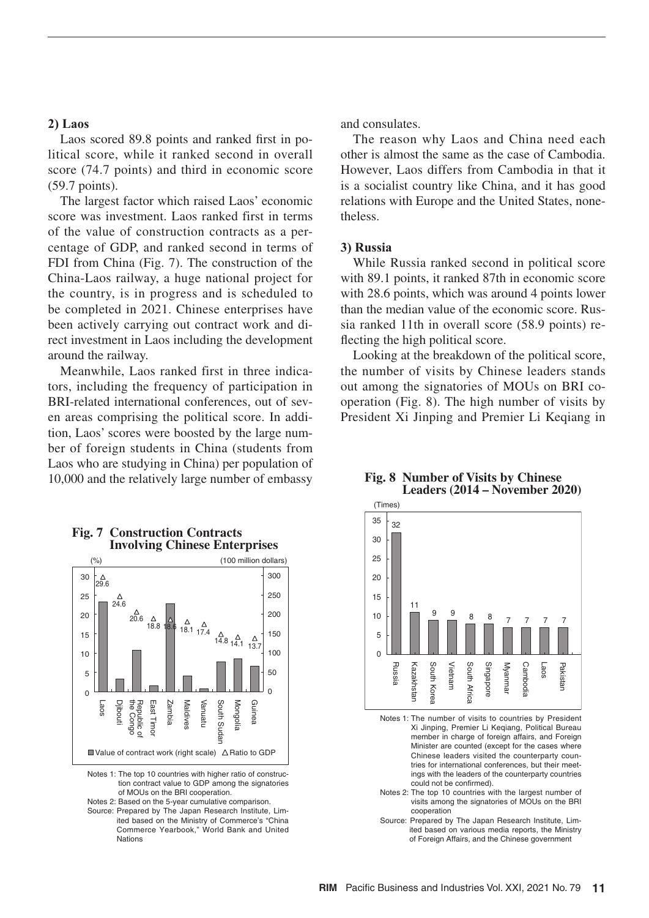### 2) Laos

Laos scored 89.8 points and ranked first in political score, while it ranked second in overall score (74.7 points) and third in economic score (59.7 points).

The largest factor which raised Laos' economic score was investment. Laos ranked first in terms of the value of construction contracts as a percentage of GDP, and ranked second in terms of FDI from China (Fig. 7). The construction of the China-Laos railway, a huge national project for the country, is in progress and is scheduled to be completed in 2021. Chinese enterprises have been actively carrying out contract work and direct investment in Laos including the development around the railway.

Meanwhile, Laos ranked first in three indicators, including the frequency of participation in BRI-related international conferences, out of seven areas comprising the political score. In addition, Laos' scores were boosted by the large number of foreign students in China (students from Laos who are studying in China) per population of 10,000 and the relatively large number of embassy and consulates.

The reason why Laos and China need each other is almost the same as the case of Cambodia. However, Laos differs from Cambodia in that it is a socialist country like China, and it has good relations with Europe and the United States, nonetheless.

**Fig. 7 Construction Contracts Involving Chinese Enterprises**

| Country | Ratio to GDP (%) |
|---|---|
| Laos | 29.6 |
| Djibouti | 24.6 |
| Republic of the Congo | 20.6 |
| East Timor | 18.8 |
| Zambia | 18.6 |
| Maldives | 18.1 |
| Vanuatu | 17.4 |
| South Sudan | 14.8 |
| Mongolia | 14.1 |
| Guinea | 13.7 |

■ Value of contract work (right scale, 100 million dollars) △ Ratio to GDP (%)

Notes 1: The top 10 countries with higher ratio of construction contract value to GDP among the signatories of MOUs on the BRI cooperation.

Notes 2: Based on the 5-year cumulative comparison.

Source: Prepared by The Japan Research Institute, Limited based on the Ministry of Commerce's "China Commerce Yearbook," World Bank and United Nations

### 3) Russia

While Russia ranked second in political score with 89.1 points, it ranked 87th in economic score with 28.6 points, which was around 4 points lower than the median value of the economic score. Russia ranked 11th in overall score (58.9 points) reflecting the high political score.

Looking at the breakdown of the political score, the number of visits by Chinese leaders stands out among the signatories of MOUs on BRI cooperation (Fig. 8). The high number of visits by President Xi Jinping and Premier Li Keqiang in

**Fig. 8 Number of Visits by Chinese Leaders (2014 – November 2020)**

| Country | Number of visits (Times) |
|---|---|
| Russia | 32 |
| Kazakhstan | 11 |
| South Korea | 9 |
| Vietnam | 9 |
| South Africa | 8 |
| Singapore | 8 |
| Myanmar | 7 |
| Cambodia | 7 |
| Laos | 7 |
| Pakistan | 7 |

Notes 1: The number of visits to countries by President Xi Jinping, Premier Li Keqiang, Political Bureau member in charge of foreign affairs, and Foreign Minister are counted (except for the cases where Chinese leaders visited the counterparty countries for international conferences, but their meetings with the leaders of the counterparty countries could not be confirmed).

Notes 2: The top 10 countries with the largest number of visits among the signatories of MOUs on the BRI cooperation

Source: Prepared by The Japan Research Institute, Limited based on various media reports, the Ministry of Foreign Affairs, and the Chinese government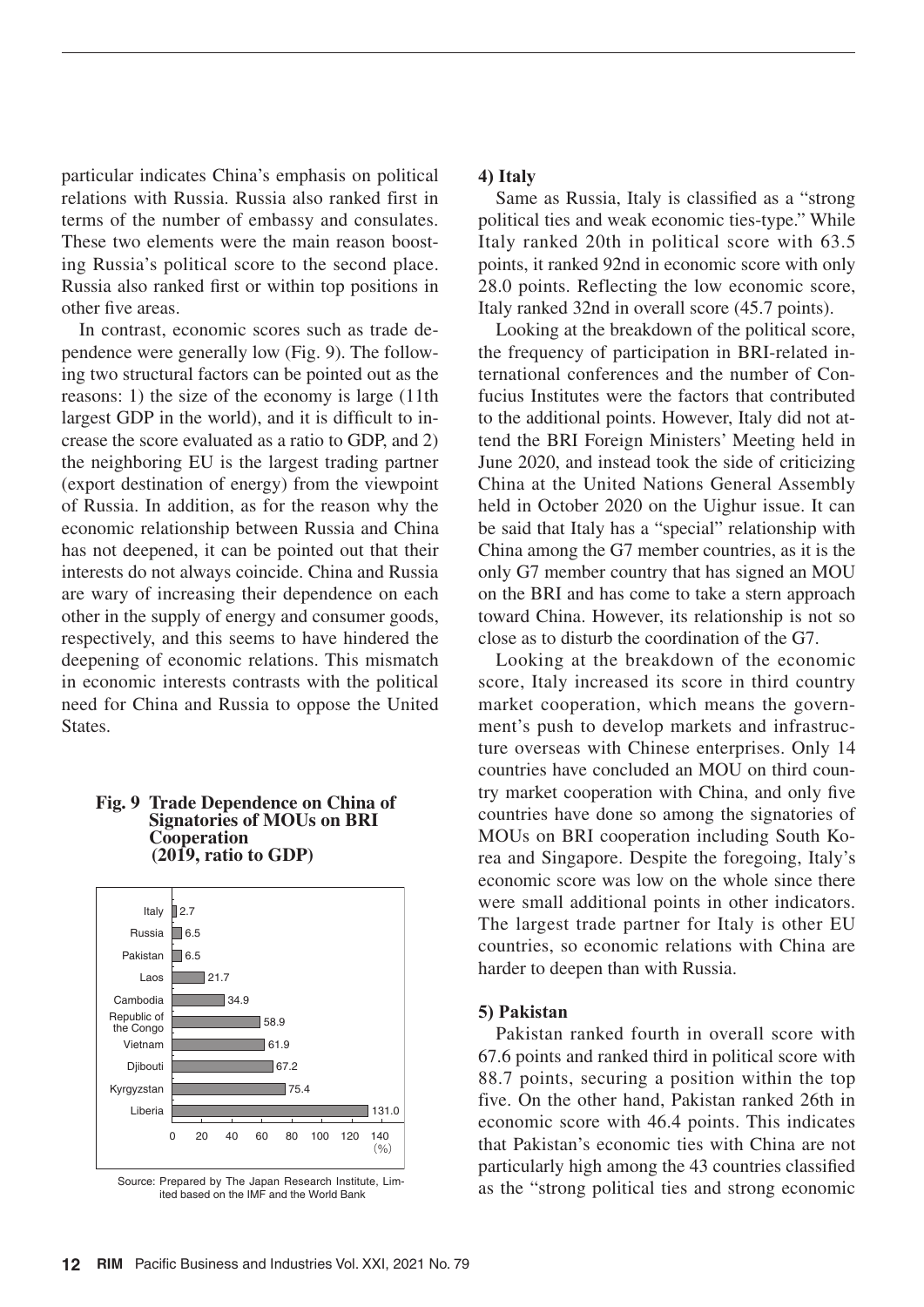particular indicates China's emphasis on political relations with Russia. Russia also ranked first in terms of the number of embassy and consulates. These two elements were the main reason boosting Russia's political score to the second place. Russia also ranked first or within top positions in other five areas.

In contrast, economic scores such as trade dependence were generally low (Fig. 9). The following two structural factors can be pointed out as the reasons: 1) the size of the economy is large (11th largest GDP in the world), and it is difficult to increase the score evaluated as a ratio to GDP, and 2) the neighboring EU is the largest trading partner (export destination of energy) from the viewpoint of Russia. In addition, as for the reason why the economic relationship between Russia and China has not deepened, it can be pointed out that their interests do not always coincide. China and Russia are wary of increasing their dependence on each other in the supply of energy and consumer goods, respectively, and this seems to have hindered the deepening of economic relations. This mismatch in economic interests contrasts with the political need for China and Russia to oppose the United States.

**Fig. 9 Trade Dependence on China of Signatories of MOUs on BRI Cooperation (2019, ratio to GDP)**

| Country | (%) |
|---|---|
| Italy | 2.7 |
| Russia | 6.5 |
| Pakistan | 6.5 |
| Laos | 21.7 |
| Cambodia | 34.9 |
| Republic of the Congo | 58.9 |
| Vietnam | 61.9 |
| Djibouti | 67.2 |
| Kyrgyzstan | 75.4 |
| Liberia | 131.0 |

Source: Prepared by The Japan Research Institute, Limited based on the IMF and the World Bank

#### 4) Italy

Same as Russia, Italy is classified as a "strong political ties and weak economic ties-type." While Italy ranked 20th in political score with 63.5 points, it ranked 92nd in economic score with only 28.0 points. Reflecting the low economic score, Italy ranked 32nd in overall score (45.7 points).

Looking at the breakdown of the political score, the frequency of participation in BRI-related international conferences and the number of Confucius Institutes were the factors that contributed to the additional points. However, Italy did not attend the BRI Foreign Ministers' Meeting held in June 2020, and instead took the side of criticizing China at the United Nations General Assembly held in October 2020 on the Uighur issue. It can be said that Italy has a "special" relationship with China among the G7 member countries, as it is the only G7 member country that has signed an MOU on the BRI and has come to take a stern approach toward China. However, its relationship is not so close as to disturb the coordination of the G7.

Looking at the breakdown of the economic score, Italy increased its score in third country market cooperation, which means the government's push to develop markets and infrastructure overseas with Chinese enterprises. Only 14 countries have concluded an MOU on third country market cooperation with China, and only five countries have done so among the signatories of MOUs on BRI cooperation including South Korea and Singapore. Despite the foregoing, Italy's economic score was low on the whole since there were small additional points in other indicators. The largest trade partner for Italy is other EU countries, so economic relations with China are harder to deepen than with Russia.

#### 5) Pakistan

Pakistan ranked fourth in overall score with 67.6 points and ranked third in political score with 88.7 points, securing a position within the top five. On the other hand, Pakistan ranked 26th in economic score with 46.4 points. This indicates that Pakistan's economic ties with China are not particularly high among the 43 countries classified as the "strong political ties and strong economic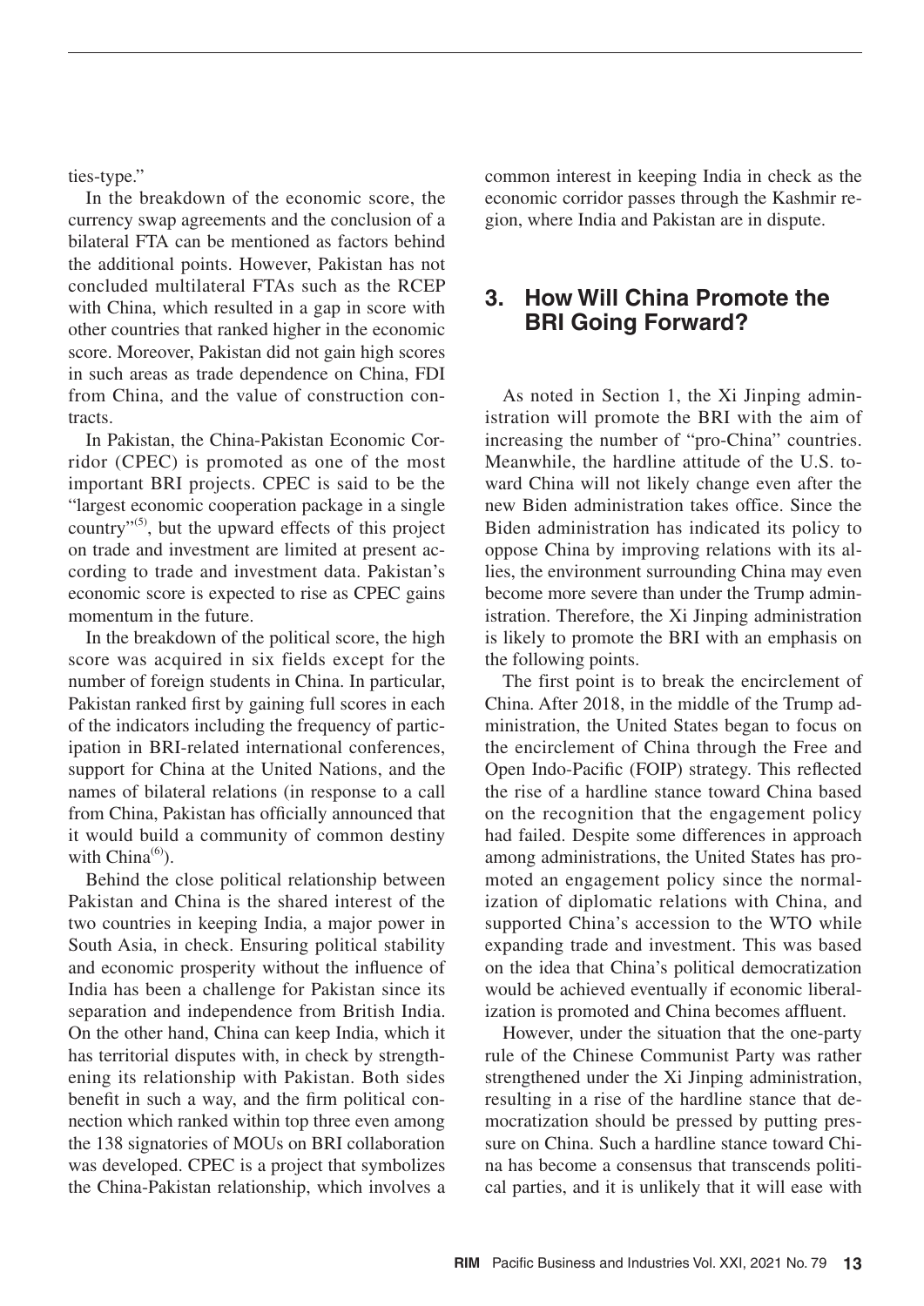ties-type."

In the breakdown of the economic score, the currency swap agreements and the conclusion of a bilateral FTA can be mentioned as factors behind the additional points. However, Pakistan has not concluded multilateral FTAs such as the RCEP with China, which resulted in a gap in score with other countries that ranked higher in the economic score. Moreover, Pakistan did not gain high scores in such areas as trade dependence on China, FDI from China, and the value of construction contracts.

In Pakistan, the China-Pakistan Economic Corridor (CPEC) is promoted as one of the most important BRI projects. CPEC is said to be the "largest economic cooperation package in a single country"[(5)], but the upward effects of this project on trade and investment are limited at present according to trade and investment data. Pakistan's economic score is expected to rise as CPEC gains momentum in the future.

In the breakdown of the political score, the high score was acquired in six fields except for the number of foreign students in China. In particular, Pakistan ranked first by gaining full scores in each of the indicators including the frequency of participation in BRI-related international conferences, support for China at the United Nations, and the names of bilateral relations (in response to a call from China, Pakistan has officially announced that it would build a community of common destiny with China[(6)]).

Behind the close political relationship between Pakistan and China is the shared interest of the two countries in keeping India, a major power in South Asia, in check. Ensuring political stability and economic prosperity without the influence of India has been a challenge for Pakistan since its separation and independence from British India. On the other hand, China can keep India, which it has territorial disputes with, in check by strengthening its relationship with Pakistan. Both sides benefit in such a way, and the firm political connection which ranked within top three even among the 138 signatories of MOUs on BRI collaboration was developed. CPEC is a project that symbolizes the China-Pakistan relationship, which involves a common interest in keeping India in check as the economic corridor passes through the Kashmir region, where India and Pakistan are in dispute.

## 3. How Will China Promote the BRI Going Forward?

As noted in Section 1, the Xi Jinping administration will promote the BRI with the aim of increasing the number of "pro-China" countries. Meanwhile, the hardline attitude of the U.S. toward China will not likely change even after the new Biden administration takes office. Since the Biden administration has indicated its policy to oppose China by improving relations with its allies, the environment surrounding China may even become more severe than under the Trump administration. Therefore, the Xi Jinping administration is likely to promote the BRI with an emphasis on the following points.

The first point is to break the encirclement of China. After 2018, in the middle of the Trump administration, the United States began to focus on the encirclement of China through the Free and Open Indo-Pacific (FOIP) strategy. This reflected the rise of a hardline stance toward China based on the recognition that the engagement policy had failed. Despite some differences in approach among administrations, the United States has promoted an engagement policy since the normalization of diplomatic relations with China, and supported China's accession to the WTO while expanding trade and investment. This was based on the idea that China's political democratization would be achieved eventually if economic liberalization is promoted and China becomes affluent.

However, under the situation that the one-party rule of the Chinese Communist Party was rather strengthened under the Xi Jinping administration, resulting in a rise of the hardline stance that democratization should be pressed by putting pressure on China. Such a hardline stance toward China has become a consensus that transcends political parties, and it is unlikely that it will ease with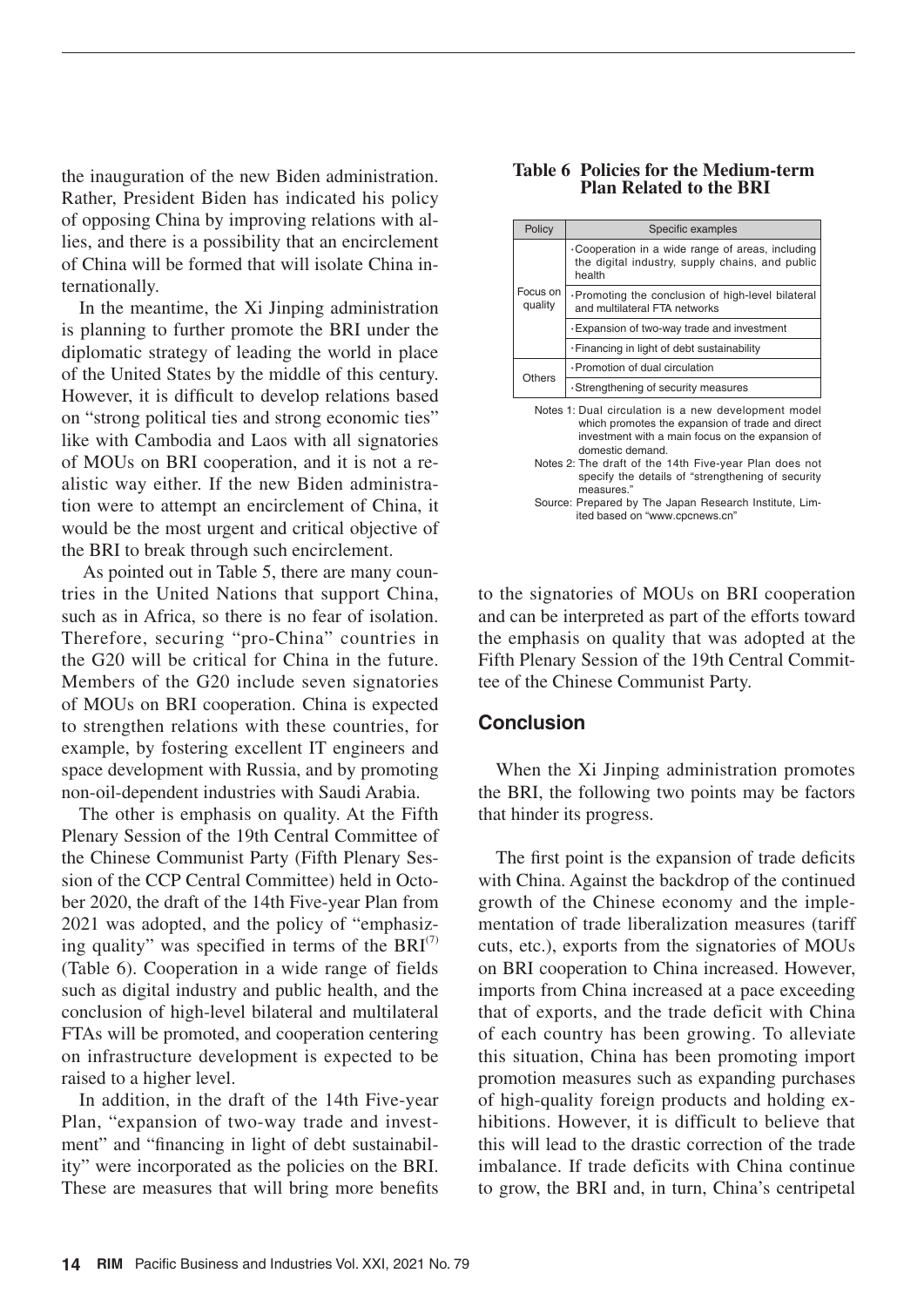the inauguration of the new Biden administration. Rather, President Biden has indicated his policy of opposing China by improving relations with allies, and there is a possibility that an encirclement of China will be formed that will isolate China internationally.

In the meantime, the Xi Jinping administration is planning to further promote the BRI under the diplomatic strategy of leading the world in place of the United States by the middle of this century. However, it is difficult to develop relations based on "strong political ties and strong economic ties" like with Cambodia and Laos with all signatories of MOUs on BRI cooperation, and it is not a realistic way either. If the new Biden administration were to attempt an encirclement of China, it would be the most urgent and critical objective of the BRI to break through such encirclement.

As pointed out in Table 5, there are many countries in the United Nations that support China, such as in Africa, so there is no fear of isolation. Therefore, securing "pro-China" countries in the G20 will be critical for China in the future. Members of the G20 include seven signatories of MOUs on BRI cooperation. China is expected to strengthen relations with these countries, for example, by fostering excellent IT engineers and space development with Russia, and by promoting non-oil-dependent industries with Saudi Arabia.

The other is emphasis on quality. At the Fifth Plenary Session of the 19th Central Committee of the Chinese Communist Party (Fifth Plenary Session of the CCP Central Committee) held in October 2020, the draft of the 14th Five-year Plan from 2021 was adopted, and the policy of "emphasizing quality" was specified in terms of the BRI[7] (Table 6). Cooperation in a wide range of fields such as digital industry and public health, and the conclusion of high-level bilateral and multilateral FTAs will be promoted, and cooperation centering on infrastructure development is expected to be raised to a higher level.

In addition, in the draft of the 14th Five-year Plan, "expansion of two-way trade and investment" and "financing in light of debt sustainability" were incorporated as the policies on the BRI. These are measures that will bring more benefits to the signatories of MOUs on BRI cooperation and can be interpreted as part of the efforts toward the emphasis on quality that was adopted at the Fifth Plenary Session of the 19th Central Committee of the Chinese Communist Party.

**Table 6 Policies for the Medium-term Plan Related to the BRI**

| Policy | Specific examples |
|---|---|
| Focus on quality | ・Cooperation in a wide range of areas, including the digital industry, supply chains, and public health |
| | ・Promoting the conclusion of high-level bilateral and multilateral FTA networks |
| | ・Expansion of two-way trade and investment |
| | ・Financing in light of debt sustainability |
| Others | ・Promotion of dual circulation |
| | ・Strengthening of security measures |

Notes 1: Dual circulation is a new development model which promotes the expansion of trade and direct investment with a main focus on the expansion of domestic demand.

Notes 2: The draft of the 14th Five-year Plan does not specify the details of "strengthening of security measures."

Source: Prepared by The Japan Research Institute, Limited based on "www.cpcnews.cn"

## Conclusion

When the Xi Jinping administration promotes the BRI, the following two points may be factors that hinder its progress.

The first point is the expansion of trade deficits with China. Against the backdrop of the continued growth of the Chinese economy and the implementation of trade liberalization measures (tariff cuts, etc.), exports from the signatories of MOUs on BRI cooperation to China increased. However, imports from China increased at a pace exceeding that of exports, and the trade deficit with China of each country has been growing. To alleviate this situation, China has been promoting import promotion measures such as expanding purchases of high-quality foreign products and holding exhibitions. However, it is difficult to believe that this will lead to the drastic correction of the trade imbalance. If trade deficits with China continue to grow, the BRI and, in turn, China's centripetal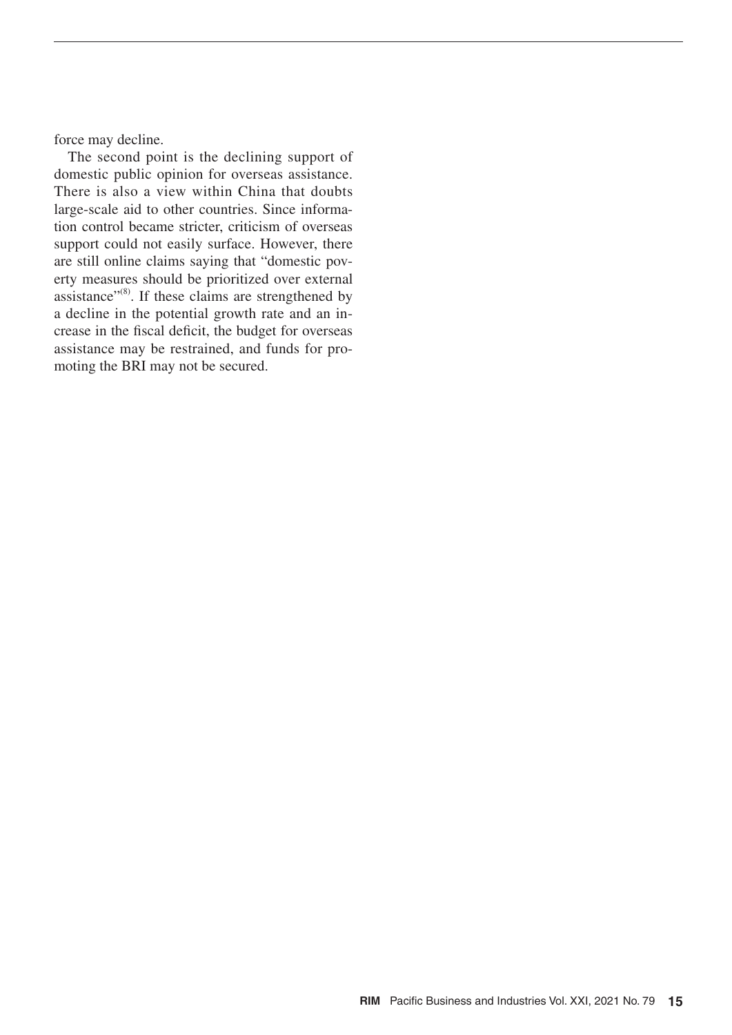force may decline.

The second point is the declining support of domestic public opinion for overseas assistance. There is also a view within China that doubts large-scale aid to other countries. Since information control became stricter, criticism of overseas support could not easily surface. However, there are still online claims saying that "domestic poverty measures should be prioritized over external assistance"[(8)]. If these claims are strengthened by a decline in the potential growth rate and an increase in the fiscal deficit, the budget for overseas assistance may be restrained, and funds for promoting the BRI may not be secured.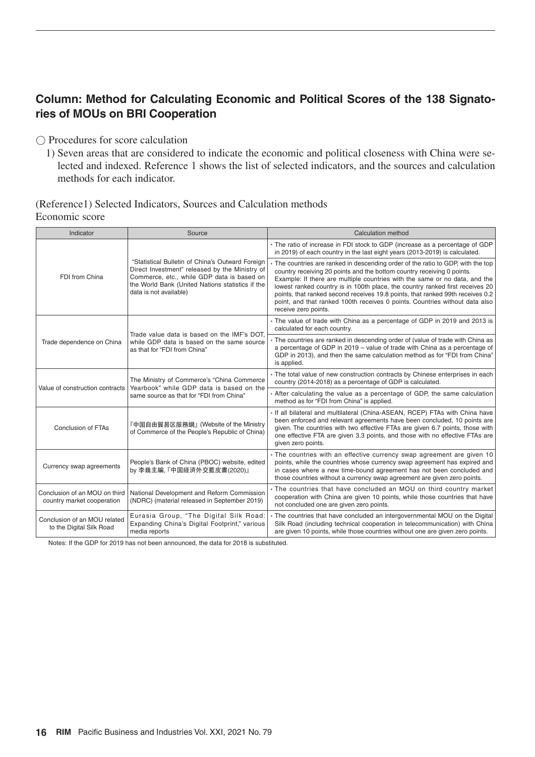## Column: Method for Calculating Economic and Political Scores of the 138 Signatories of MOUs on BRI Cooperation

○ Procedures for score calculation

1) Seven areas that are considered to indicate the economic and political closeness with China were selected and indexed. Reference 1 shows the list of selected indicators, and the sources and calculation methods for each indicator.

(Reference1) Selected Indicators, Sources and Calculation methods

Economic score

| Indicator | Source | Calculation method |
|---|---|---|
| FDI from China | "Statistical Bulletin of China's Outward Foreign Direct Investment" released by the Ministry of Commerce, etc., while GDP data is based on the World Bank (United Nations statistics if the data is not available) | ・The ratio of increase in FDI stock to GDP (increase as a percentage of GDP in 2019) of each country in the last eight years (2013-2019) is calculated. |
| | | ・The countries are ranked in descending order of the ratio to GDP, with the top country receiving 20 points and the bottom country receiving 0 points. Example: If there are multiple countries with the same or no data, and the lowest ranked country is in 100th place, the country ranked first receives 20 points, that ranked second receives 19.8 points, that ranked 99th receives 0.2 point, and that ranked 100th receives 0 points. Countries without data also receive zero points. |
| Trade dependence on China | Trade value data is based on the IMF's DOT, while GDP data is based on the same source as that for "FDI from China" | ・The value of trade with China as a percentage of GDP in 2019 and 2013 is calculated for each country. |
| | | ・The countries are ranked in descending order of (value of trade with China as a percentage of GDP in 2019 – value of trade with China as a percentage of GDP in 2013), and then the same calculation method as for "FDI from China" is applied. |
| Value of construction contracts | The Ministry of Commerce's "China Commerce Yearbook" while GDP data is based on the same source as that for "FDI from China" | ・The total value of new construction contracts by Chinese enterprises in each country (2014-2018) as a percentage of GDP is calculated. |
| | | ・After calculating the value as a percentage of GDP, the same calculation method as for "FDI from China" is applied. |
| Conclusion of FTAs | 『中国自由貿易区服務網』(Website of the Ministry of Commerce of the People's Republic of China) | ・If all bilateral and multilateral (China-ASEAN, RCEP) FTAs with China have been enforced and relevant agreements have been concluded, 10 points are given. The countries with two effective FTAs are given 6.7 points, those with one effective FTA are given 3.3 points, and those with no effective FTAs are given zero points. |
| Currency swap agreements | People's Bank of China (PBOC) website, edited by 李巍主編,『中国経済外交藍皮書(2020)』 | ・The countries with an effective currency swap agreement are given 10 points, while the countries whose currency swap agreement has expired and in cases where a new time-bound agreement has not been concluded and those countries without a currency swap agreement are given zero points. |
| Conclusion of an MOU on third country market cooperation | National Development and Reform Commission (NDRC) (material released in September 2019) | ・The countries that have concluded an MOU on third country market cooperation with China are given 10 points, while those countries that have not concluded one are given zero points. |
| Conclusion of an MOU related to the Digital Silk Road | Eurasia Group, "The Digital Silk Road: Expanding China's Digital Footprint," various media reports | ・The countries that have concluded an intergovernmental MOU on the Digital Silk Road (including technical cooperation in telecommunication) with China are given 10 points, while those countries without one are given zero points. |

Notes: If the GDP for 2019 has not been announced, the data for 2018 is substituted.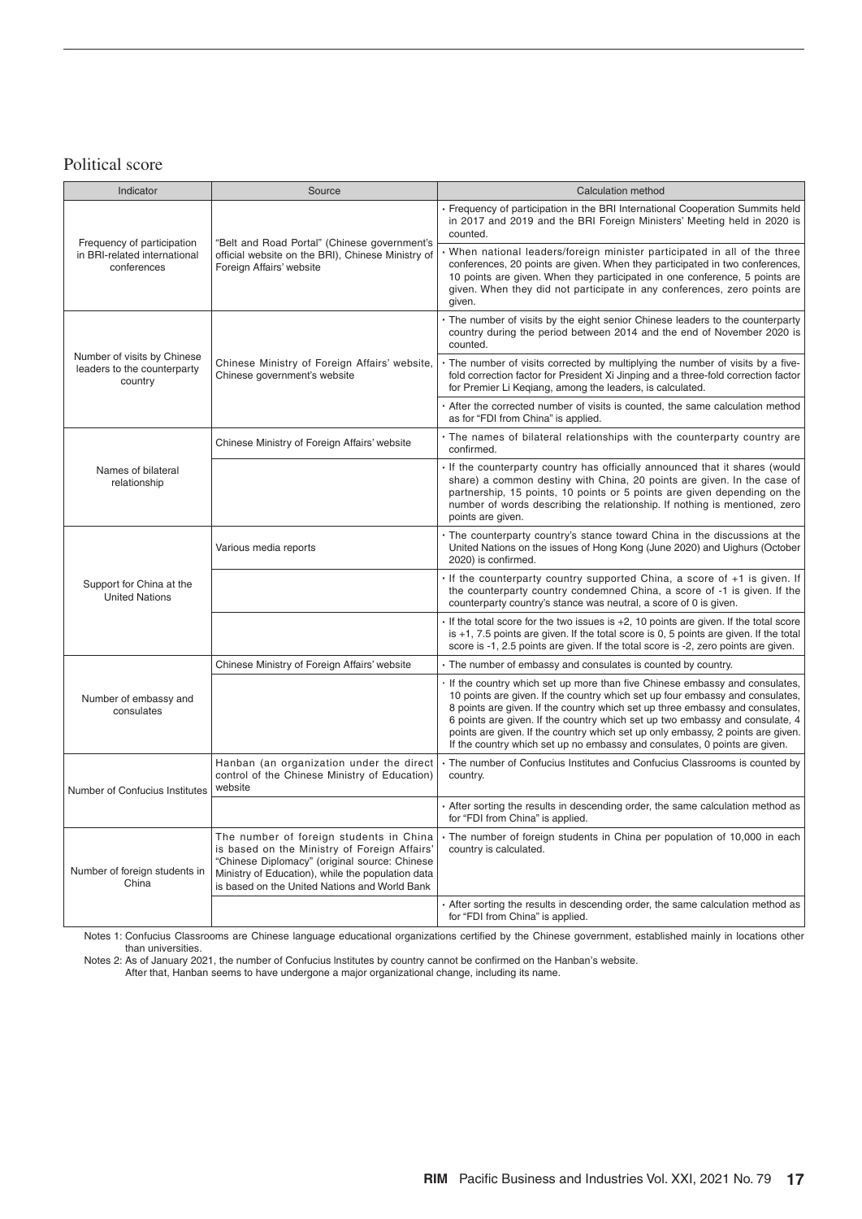## Political score

| Indicator | Source | Calculation method |
|---|---|---|
| Frequency of participation in BRI-related international conferences | "Belt and Road Portal" (Chinese government's official website on the BRI), Chinese Ministry of Foreign Affairs' website | · Frequency of participation in the BRI International Cooperation Summits held in 2017 and 2019 and the BRI Foreign Ministers' Meeting held in 2020 is counted. |
| | | · When national leaders/foreign minister participated in all of the three conferences, 20 points are given. When they participated in two conferences, 10 points are given. When they participated in one conference, 5 points are given. When they did not participate in any conferences, zero points are given. |
| Number of visits by Chinese leaders to the counterparty country | Chinese Ministry of Foreign Affairs' website, Chinese government's website | · The number of visits by the eight senior Chinese leaders to the counterparty country during the period between 2014 and the end of November 2020 is counted. |
| | | · The number of visits corrected by multiplying the number of visits by a five-fold correction factor for President Xi Jinping and a three-fold correction factor for Premier Li Keqiang, among the leaders, is calculated. |
| | | · After the corrected number of visits is counted, the same calculation method as for "FDI from China" is applied. |
| Names of bilateral relationship | Chinese Ministry of Foreign Affairs' website | · The names of bilateral relationships with the counterparty country are confirmed. |
| | | · If the counterparty country has officially announced that it shares (would share) a common destiny with China, 20 points are given. In the case of partnership, 15 points, 10 points or 5 points are given depending on the number of words describing the relationship. If nothing is mentioned, zero points are given. |
| Support for China at the United Nations | Various media reports | · The counterparty country's stance toward China in the discussions at the United Nations on the issues of Hong Kong (June 2020) and Uighurs (October 2020) is confirmed. |
| | | · If the counterparty country supported China, a score of +1 is given. If the counterparty country condemned China, a score of -1 is given. If the counterparty country's stance was neutral, a score of 0 is given. |
| | | · If the total score for the two issues is +2, 10 points are given. If the total score is +1, 7.5 points are given. If the total score is 0, 5 points are given. If the total score is -1, 2.5 points are given. If the total score is -2, zero points are given. |
| Number of embassy and consulates | Chinese Ministry of Foreign Affairs' website | · The number of embassy and consulates is counted by country. |
| | | · If the country which set up more than five Chinese embassy and consulates, 10 points are given. If the country which set up four embassy and consulates, 8 points are given. If the country which set up three embassy and consulates, 6 points are given. If the country which set up two embassy and consulate, 4 points are given. If the country which set up only embassy, 2 points are given. If the country which set up no embassy and consulates, 0 points are given. |
| Number of Confucius Institutes | Hanban (an organization under the direct control of the Chinese Ministry of Education) website | · The number of Confucius Institutes and Confucius Classrooms is counted by country. |
| | | · After sorting the results in descending order, the same calculation method as for "FDI from China" is applied. |
| Number of foreign students in China | The number of foreign students in China is based on the Ministry of Foreign Affairs' "Chinese Diplomacy" (original source: Chinese Ministry of Education), while the population data is based on the United Nations and World Bank | · The number of foreign students in China per population of 10,000 in each country is calculated. |
| | | · After sorting the results in descending order, the same calculation method as for "FDI from China" is applied. |

Notes 1: Confucius Classrooms are Chinese language educational organizations certified by the Chinese government, established mainly in locations other than universities.

Notes 2: As of January 2021, the number of Confucius Institutes by country cannot be confirmed on the Hanban's website.
After that, Hanban seems to have undergone a major organizational change, including its name.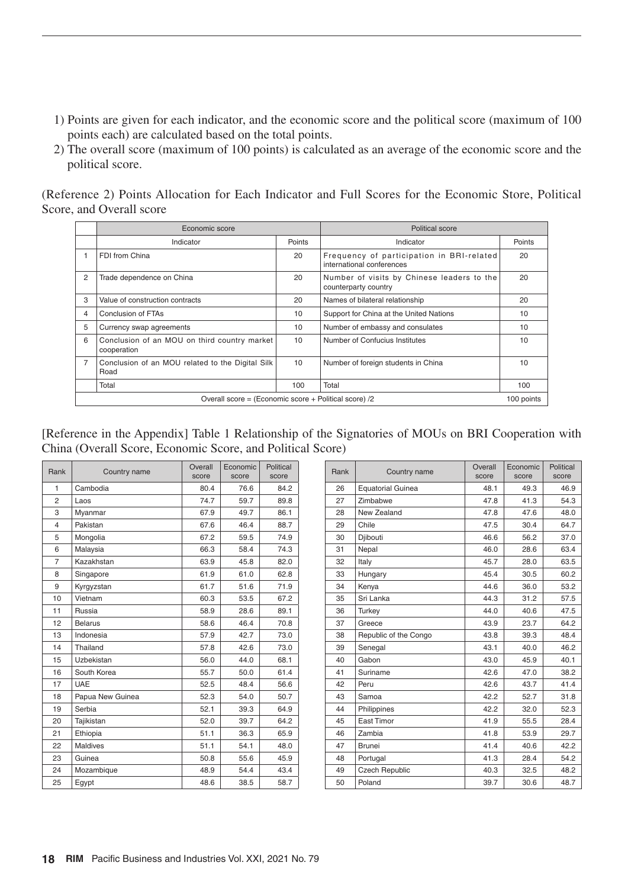1) Points are given for each indicator, and the economic score and the political score (maximum of 100 points each) are calculated based on the total points.
2) The overall score (maximum of 100 points) is calculated as an average of the economic score and the political score.

(Reference 2) Points Allocation for Each Indicator and Full Scores for the Economic Store, Political Score, and Overall score

| | Economic score | | Political score | |
|---|---|---|---|---|
| | Indicator | Points | Indicator | Points |
| 1 | FDI from China | 20 | Frequency of participation in BRI-related international conferences | 20 |
| 2 | Trade dependence on China | 20 | Number of visits by Chinese leaders to the counterparty country | 20 |
| 3 | Value of construction contracts | 20 | Names of bilateral relationship | 20 |
| 4 | Conclusion of FTAs | 10 | Support for China at the United Nations | 10 |
| 5 | Currency swap agreements | 10 | Number of embassy and consulates | 10 |
| 6 | Conclusion of an MOU on third country market cooperation | 10 | Number of Confucius Institutes | 10 |
| 7 | Conclusion of an MOU related to the Digital Silk Road | 10 | Number of foreign students in China | 10 |
| | Total | 100 | Total | 100 |
| | Overall score = (Economic score + Political score) /2 | | | 100 points |

[Reference in the Appendix] Table 1 Relationship of the Signatories of MOUs on BRI Cooperation with China (Overall Score, Economic Score, and Political Score)

| Rank | Country name | Overall score | Economic score | Political score |
|---|---|---|---|---|
| 1 | Cambodia | 80.4 | 76.6 | 84.2 |
| 2 | Laos | 74.7 | 59.7 | 89.8 |
| 3 | Myanmar | 67.9 | 49.7 | 86.1 |
| 4 | Pakistan | 67.6 | 46.4 | 88.7 |
| 5 | Mongolia | 67.2 | 59.5 | 74.9 |
| 6 | Malaysia | 66.3 | 58.4 | 74.3 |
| 7 | Kazakhstan | 63.9 | 45.8 | 82.0 |
| 8 | Singapore | 61.9 | 61.0 | 62.8 |
| 9 | Kyrgyzstan | 61.7 | 51.6 | 71.9 |
| 10 | Vietnam | 60.3 | 53.5 | 67.2 |
| 11 | Russia | 58.9 | 28.6 | 89.1 |
| 12 | Belarus | 58.6 | 46.4 | 70.8 |
| 13 | Indonesia | 57.9 | 42.7 | 73.0 |
| 14 | Thailand | 57.8 | 42.6 | 73.0 |
| 15 | Uzbekistan | 56.0 | 44.0 | 68.1 |
| 16 | South Korea | 55.7 | 50.0 | 61.4 |
| 17 | UAE | 52.5 | 48.4 | 56.6 |
| 18 | Papua New Guinea | 52.3 | 54.0 | 50.7 |
| 19 | Serbia | 52.1 | 39.3 | 64.9 |
| 20 | Tajikistan | 52.0 | 39.7 | 64.2 |
| 21 | Ethiopia | 51.1 | 36.3 | 65.9 |
| 22 | Maldives | 51.1 | 54.1 | 48.0 |
| 23 | Guinea | 50.8 | 55.6 | 45.9 |
| 24 | Mozambique | 48.9 | 54.4 | 43.4 |
| 25 | Egypt | 48.6 | 38.5 | 58.7 |
| 26 | Equatorial Guinea | 48.1 | 49.3 | 46.9 |
| 27 | Zimbabwe | 47.8 | 41.3 | 54.3 |
| 28 | New Zealand | 47.8 | 47.6 | 48.0 |
| 29 | Chile | 47.5 | 30.4 | 64.7 |
| 30 | Djibouti | 46.6 | 56.2 | 37.0 |
| 31 | Nepal | 46.0 | 28.6 | 63.4 |
| 32 | Italy | 45.7 | 28.0 | 63.5 |
| 33 | Hungary | 45.4 | 30.5 | 60.2 |
| 34 | Kenya | 44.6 | 36.0 | 53.2 |
| 35 | Sri Lanka | 44.3 | 31.2 | 57.5 |
| 36 | Turkey | 44.0 | 40.6 | 47.5 |
| 37 | Greece | 43.9 | 23.7 | 64.2 |
| 38 | Republic of the Congo | 43.8 | 39.3 | 48.4 |
| 39 | Senegal | 43.1 | 40.0 | 46.2 |
| 40 | Gabon | 43.0 | 45.9 | 40.1 |
| 41 | Suriname | 42.6 | 47.0 | 38.2 |
| 42 | Peru | 42.6 | 43.7 | 41.4 |
| 43 | Samoa | 42.2 | 52.7 | 31.8 |
| 44 | Philippines | 42.2 | 32.0 | 52.3 |
| 45 | East Timor | 41.9 | 55.5 | 28.4 |
| 46 | Zambia | 41.8 | 53.9 | 29.7 |
| 47 | Brunei | 41.4 | 40.6 | 42.2 |
| 48 | Portugal | 41.3 | 28.4 | 54.2 |
| 49 | Czech Republic | 40.3 | 32.5 | 48.2 |
| 50 | Poland | 39.7 | 30.6 | 48.7 |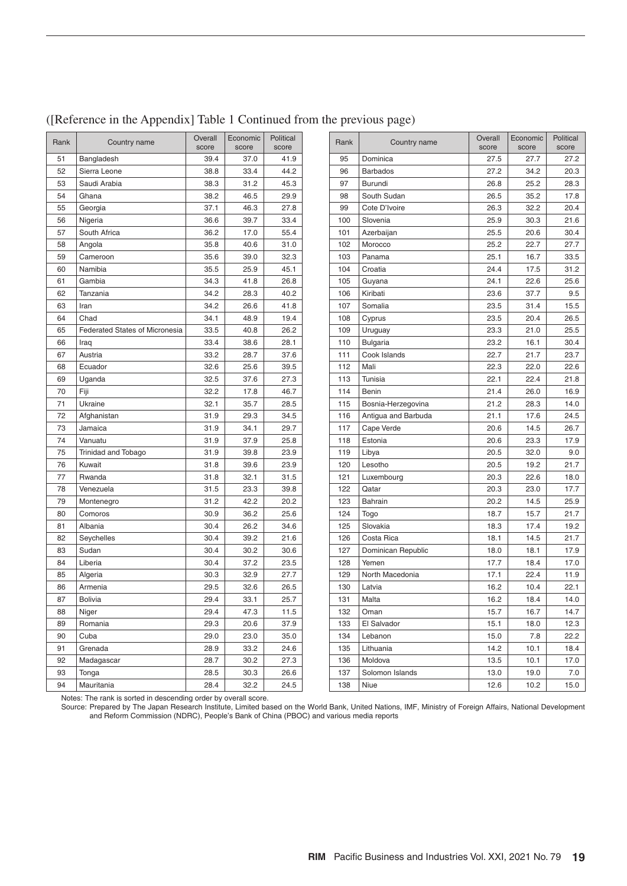([Reference in the Appendix] Table 1 Continued from the previous page)

| Rank | Country name | Overall score | Economic score | Political score |
|---|---|---|---|---|
| 51 | Bangladesh | 39.4 | 37.0 | 41.9 |
| 52 | Sierra Leone | 38.8 | 33.4 | 44.2 |
| 53 | Saudi Arabia | 38.3 | 31.2 | 45.3 |
| 54 | Ghana | 38.2 | 46.5 | 29.9 |
| 55 | Georgia | 37.1 | 46.3 | 27.8 |
| 56 | Nigeria | 36.6 | 39.7 | 33.4 |
| 57 | South Africa | 36.2 | 17.0 | 55.4 |
| 58 | Angola | 35.8 | 40.6 | 31.0 |
| 59 | Cameroon | 35.6 | 39.0 | 32.3 |
| 60 | Namibia | 35.5 | 25.9 | 45.1 |
| 61 | Gambia | 34.3 | 41.8 | 26.8 |
| 62 | Tanzania | 34.2 | 28.3 | 40.2 |
| 63 | Iran | 34.2 | 26.6 | 41.8 |
| 64 | Chad | 34.1 | 48.9 | 19.4 |
| 65 | Federated States of Micronesia | 33.5 | 40.8 | 26.2 |
| 66 | Iraq | 33.4 | 38.6 | 28.1 |
| 67 | Austria | 33.2 | 28.7 | 37.6 |
| 68 | Ecuador | 32.6 | 25.6 | 39.5 |
| 69 | Uganda | 32.5 | 37.6 | 27.3 |
| 70 | Fiji | 32.2 | 17.8 | 46.7 |
| 71 | Ukraine | 32.1 | 35.7 | 28.5 |
| 72 | Afghanistan | 31.9 | 29.3 | 34.5 |
| 73 | Jamaica | 31.9 | 34.1 | 29.7 |
| 74 | Vanuatu | 31.9 | 37.9 | 25.8 |
| 75 | Trinidad and Tobago | 31.9 | 39.8 | 23.9 |
| 76 | Kuwait | 31.8 | 39.6 | 23.9 |
| 77 | Rwanda | 31.8 | 32.1 | 31.5 |
| 78 | Venezuela | 31.5 | 23.3 | 39.8 |
| 79 | Montenegro | 31.2 | 42.2 | 20.2 |
| 80 | Comoros | 30.9 | 36.2 | 25.6 |
| 81 | Albania | 30.4 | 26.2 | 34.6 |
| 82 | Seychelles | 30.4 | 39.2 | 21.6 |
| 83 | Sudan | 30.4 | 30.2 | 30.6 |
| 84 | Liberia | 30.4 | 37.2 | 23.5 |
| 85 | Algeria | 30.3 | 32.9 | 27.7 |
| 86 | Armenia | 29.5 | 32.6 | 26.5 |
| 87 | Bolivia | 29.4 | 33.1 | 25.7 |
| 88 | Niger | 29.4 | 47.3 | 11.5 |
| 89 | Romania | 29.3 | 20.6 | 37.9 |
| 90 | Cuba | 29.0 | 23.0 | 35.0 |
| 91 | Grenada | 28.9 | 33.2 | 24.6 |
| 92 | Madagascar | 28.7 | 30.2 | 27.3 |
| 93 | Tonga | 28.5 | 30.3 | 26.6 |
| 94 | Mauritania | 28.4 | 32.2 | 24.5 |
| 95 | Dominica | 27.5 | 27.7 | 27.2 |
| 96 | Barbados | 27.2 | 34.2 | 20.3 |
| 97 | Burundi | 26.8 | 25.2 | 28.3 |
| 98 | South Sudan | 26.5 | 35.2 | 17.8 |
| 99 | Cote D'Ivoire | 26.3 | 32.2 | 20.4 |
| 100 | Slovenia | 25.9 | 30.3 | 21.6 |
| 101 | Azerbaijan | 25.5 | 20.6 | 30.4 |
| 102 | Morocco | 25.2 | 22.7 | 27.7 |
| 103 | Panama | 25.1 | 16.7 | 33.5 |
| 104 | Croatia | 24.4 | 17.5 | 31.2 |
| 105 | Guyana | 24.1 | 22.6 | 25.6 |
| 106 | Kiribati | 23.6 | 37.7 | 9.5 |
| 107 | Somalia | 23.5 | 31.4 | 15.5 |
| 108 | Cyprus | 23.5 | 20.4 | 26.5 |
| 109 | Uruguay | 23.3 | 21.0 | 25.5 |
| 110 | Bulgaria | 23.2 | 16.1 | 30.4 |
| 111 | Cook Islands | 22.7 | 21.7 | 23.7 |
| 112 | Mali | 22.3 | 22.0 | 22.6 |
| 113 | Tunisia | 22.1 | 22.4 | 21.8 |
| 114 | Benin | 21.4 | 26.0 | 16.9 |
| 115 | Bosnia-Herzegovina | 21.2 | 28.3 | 14.0 |
| 116 | Antigua and Barbuda | 21.1 | 17.6 | 24.5 |
| 117 | Cape Verde | 20.6 | 14.5 | 26.7 |
| 118 | Estonia | 20.6 | 23.3 | 17.9 |
| 119 | Libya | 20.5 | 32.0 | 9.0 |
| 120 | Lesotho | 20.5 | 19.2 | 21.7 |
| 121 | Luxembourg | 20.3 | 22.6 | 18.0 |
| 122 | Qatar | 20.3 | 23.0 | 17.7 |
| 123 | Bahrain | 20.2 | 14.5 | 25.9 |
| 124 | Togo | 18.7 | 15.7 | 21.7 |
| 125 | Slovakia | 18.3 | 17.4 | 19.2 |
| 126 | Costa Rica | 18.1 | 14.5 | 21.7 |
| 127 | Dominican Republic | 18.0 | 18.1 | 17.9 |
| 128 | Yemen | 17.7 | 18.4 | 17.0 |
| 129 | North Macedonia | 17.1 | 22.4 | 11.9 |
| 130 | Latvia | 16.2 | 10.4 | 22.1 |
| 131 | Malta | 16.2 | 18.4 | 14.0 |
| 132 | Oman | 15.7 | 16.7 | 14.7 |
| 133 | El Salvador | 15.1 | 18.0 | 12.3 |
| 134 | Lebanon | 15.0 | 7.8 | 22.2 |
| 135 | Lithuania | 14.2 | 10.1 | 18.4 |
| 136 | Moldova | 13.5 | 10.1 | 17.0 |
| 137 | Solomon Islands | 13.0 | 19.0 | 7.0 |
| 138 | Niue | 12.6 | 10.2 | 15.0 |

Notes: The rank is sorted in descending order by overall score.

Source: Prepared by The Japan Research Institute, Limited based on the World Bank, United Nations, IMF, Ministry of Foreign Affairs, National Development and Reform Commission (NDRC), People's Bank of China (PBOC) and various media reports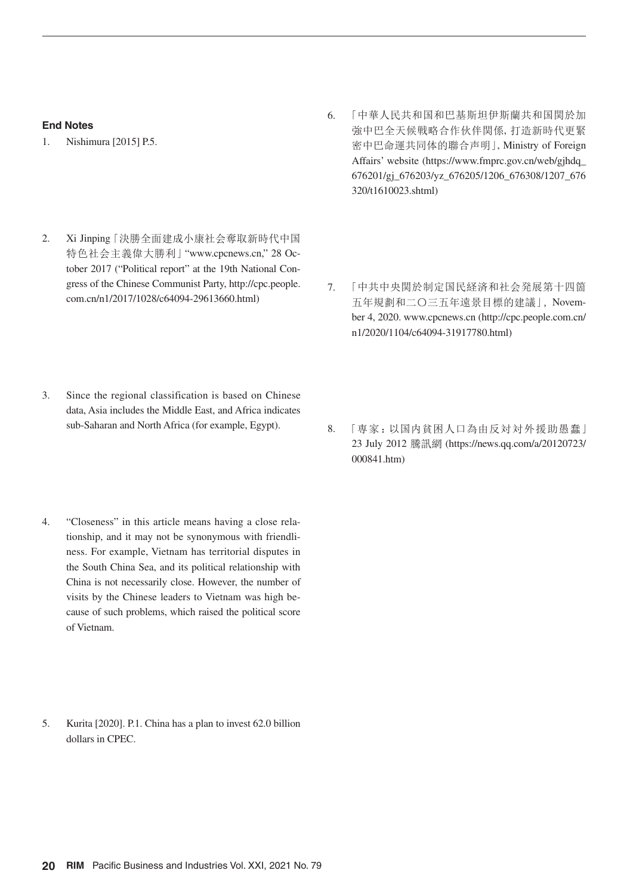**End Notes**

1. Nishimura [2015] P.5.

2. Xi Jinping「決勝全面建成小康社会奪取新時代中国特色社会主義偉大勝利」"www.cpcnews.cn," 28 October 2017 ("Political report" at the 19th National Congress of the Chinese Communist Party, http://cpc.people.com.cn/n1/2017/1028/c64094-29613660.html)

3. Since the regional classification is based on Chinese data, Asia includes the Middle East, and Africa indicates sub-Saharan and North Africa (for example, Egypt).

4. "Closeness" in this article means having a close relationship, and it may not be synonymous with friendliness. For example, Vietnam has territorial disputes in the South China Sea, and its political relationship with China is not necessarily close. However, the number of visits by the Chinese leaders to Vietnam was high because of such problems, which raised the political score of Vietnam.

5. Kurita [2020]. P.1. China has a plan to invest 62.0 billion dollars in CPEC.

6. 「中華人民共和国和巴基斯坦伊斯蘭共和国関於加強中巴全天候戦略合作伙伴関係, 打造新時代更緊密中巴命運共同体的聯合声明」, Ministry of Foreign Affairs' website (https://www.fmprc.gov.cn/web/gjhdq_676201/gj_676203/yz_676205/1206_676308/1207_676320/t1610023.shtml)

7. 「中共中央関於制定国民経済和社会発展第十四箇五年規劃和二〇三五年遠景目標的建議」, November 4, 2020. www.cpcnews.cn (http://cpc.people.com.cn/n1/2020/1104/c64094-31917780.html)

8. 「専家：以国内貧困人口為由反対対外援助愚蠢」23 July 2012 騰訊網 (https://news.qq.com/a/20120723/000841.htm)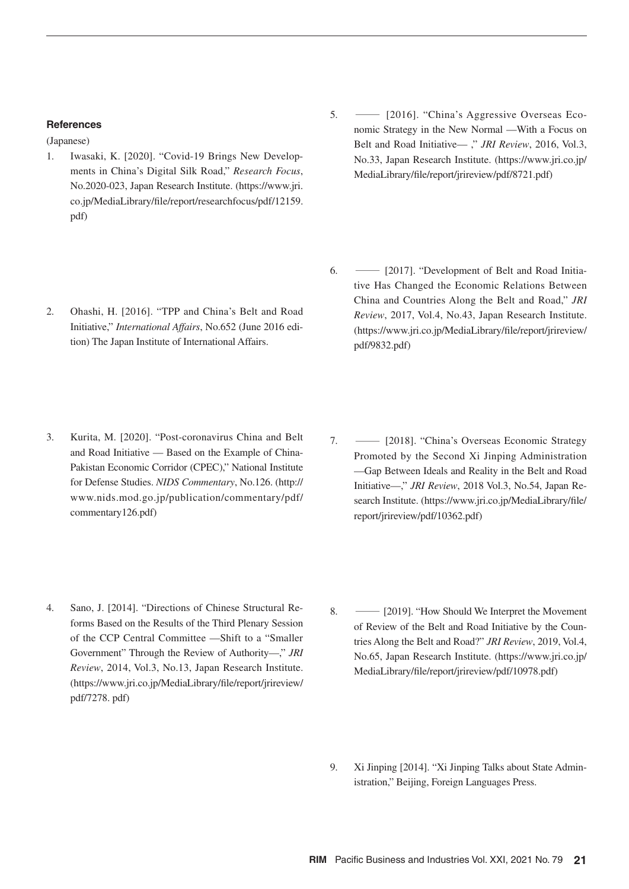### References

(Japanese)

1. Iwasaki, K. [2020]. "Covid-19 Brings New Developments in China's Digital Silk Road," *Research Focus*, No.2020-023, Japan Research Institute. (https://www.jri.co.jp/MediaLibrary/file/report/researchfocus/pdf/12159.pdf)

2. Ohashi, H. [2016]. "TPP and China's Belt and Road Initiative," *International Affairs*, No.652 (June 2016 edition) The Japan Institute of International Affairs.

3. Kurita, M. [2020]. "Post-coronavirus China and Belt and Road Initiative — Based on the Example of China-Pakistan Economic Corridor (CPEC)," National Institute for Defense Studies. *NIDS Commentary*, No.126. (http://www.nids.mod.go.jp/publication/commentary/pdf/commentary126.pdf)

4. Sano, J. [2014]. "Directions of Chinese Structural Reforms Based on the Results of the Third Plenary Session of the CCP Central Committee —Shift to a "Smaller Government" Through the Review of Authority—," *JRI Review*, 2014, Vol.3, No.13, Japan Research Institute. (https://www.jri.co.jp/MediaLibrary/file/report/jrireview/pdf/7278. pdf)

5. —— [2016]. "China's Aggressive Overseas Economic Strategy in the New Normal —With a Focus on Belt and Road Initiative— ," *JRI Review*, 2016, Vol.3, No.33, Japan Research Institute. (https://www.jri.co.jp/MediaLibrary/file/report/jrireview/pdf/8721.pdf)

6. —— [2017]. "Development of Belt and Road Initiative Has Changed the Economic Relations Between China and Countries Along the Belt and Road," *JRI Review*, 2017, Vol.4, No.43, Japan Research Institute. (https://www.jri.co.jp/MediaLibrary/file/report/jrireview/pdf/9832.pdf)

7. —— [2018]. "China's Overseas Economic Strategy Promoted by the Second Xi Jinping Administration —Gap Between Ideals and Reality in the Belt and Road Initiative—," *JRI Review*, 2018 Vol.3, No.54, Japan Research Institute. (https://www.jri.co.jp/MediaLibrary/file/report/jrireview/pdf/10362.pdf)

8. —— [2019]. "How Should We Interpret the Movement of Review of the Belt and Road Initiative by the Countries Along the Belt and Road?" *JRI Review*, 2019, Vol.4, No.65, Japan Research Institute. (https://www.jri.co.jp/MediaLibrary/file/report/jrireview/pdf/10978.pdf)

9. Xi Jinping [2014]. "Xi Jinping Talks about State Administration," Beijing, Foreign Languages Press.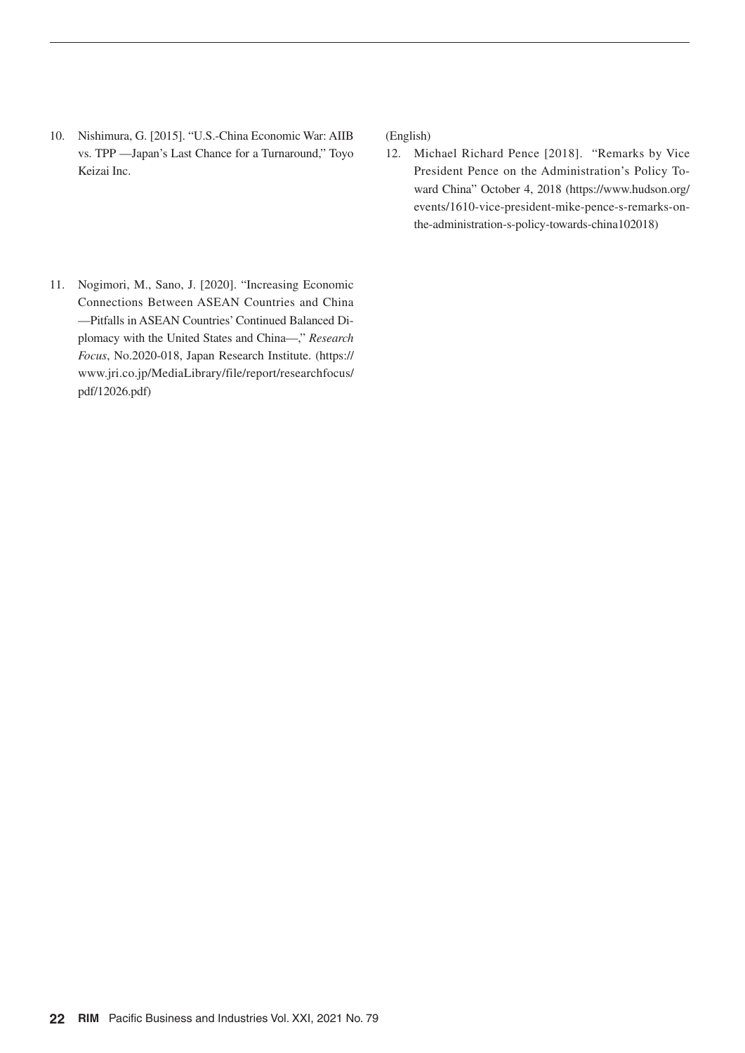10. Nishimura, G. [2015]. "U.S.-China Economic War: AIIB vs. TPP —Japan's Last Chance for a Turnaround," Toyo Keizai Inc.

11. Nogimori, M., Sano, J. [2020]. "Increasing Economic Connections Between ASEAN Countries and China —Pitfalls in ASEAN Countries' Continued Balanced Diplomacy with the United States and China—," *Research Focus*, No.2020-018, Japan Research Institute. (https://www.jri.co.jp/MediaLibrary/file/report/researchfocus/pdf/12026.pdf)

(English)

12. Michael Richard Pence [2018]. "Remarks by Vice President Pence on the Administration's Policy Toward China" October 4, 2018 (https://www.hudson.org/events/1610-vice-president-mike-pence-s-remarks-on-the-administration-s-policy-towards-china102018)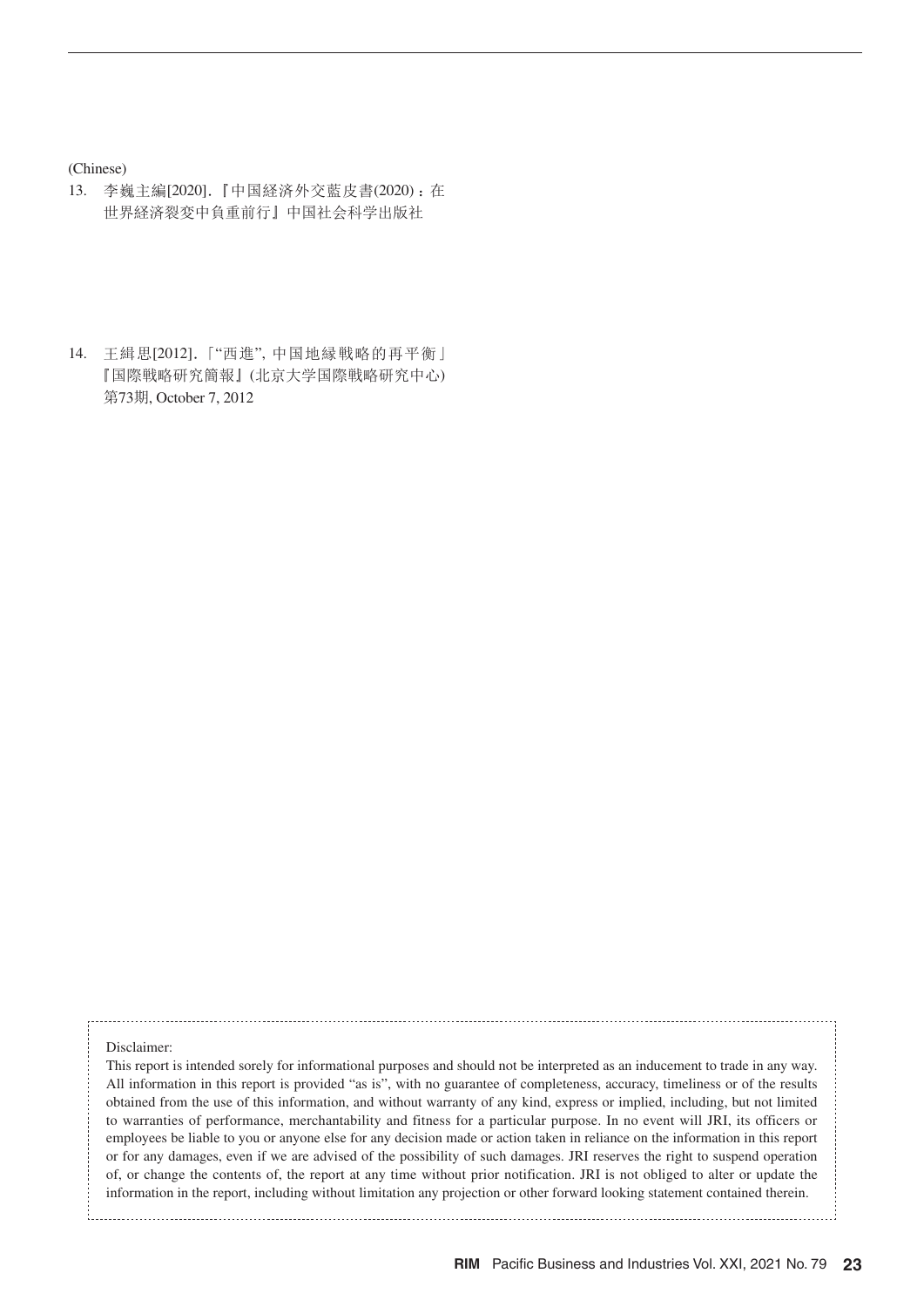(Chinese)

13. 李巍主編[2020].『中国経済外交藍皮書(2020)：在世界経済裂変中負重前行』中国社会科学出版社

14. 王緝思[2012].「“西進”, 中国地縁戦略的再平衡」『国際戦略研究簡報』(北京大学国際戦略研究中心) 第73期, October 7, 2012

Disclaimer:
This report is intended sorely for informational purposes and should not be interpreted as an inducement to trade in any way. All information in this report is provided “as is”, with no guarantee of completeness, accuracy, timeliness or of the results obtained from the use of this information, and without warranty of any kind, express or implied, including, but not limited to warranties of performance, merchantability and fitness for a particular purpose. In no event will JRI, its officers or employees be liable to you or anyone else for any decision made or action taken in reliance on the information in this report or for any damages, even if we are advised of the possibility of such damages. JRI reserves the right to suspend operation of, or change the contents of, the report at any time without prior notification. JRI is not obliged to alter or update the information in the report, including without limitation any projection or other forward looking statement contained therein.